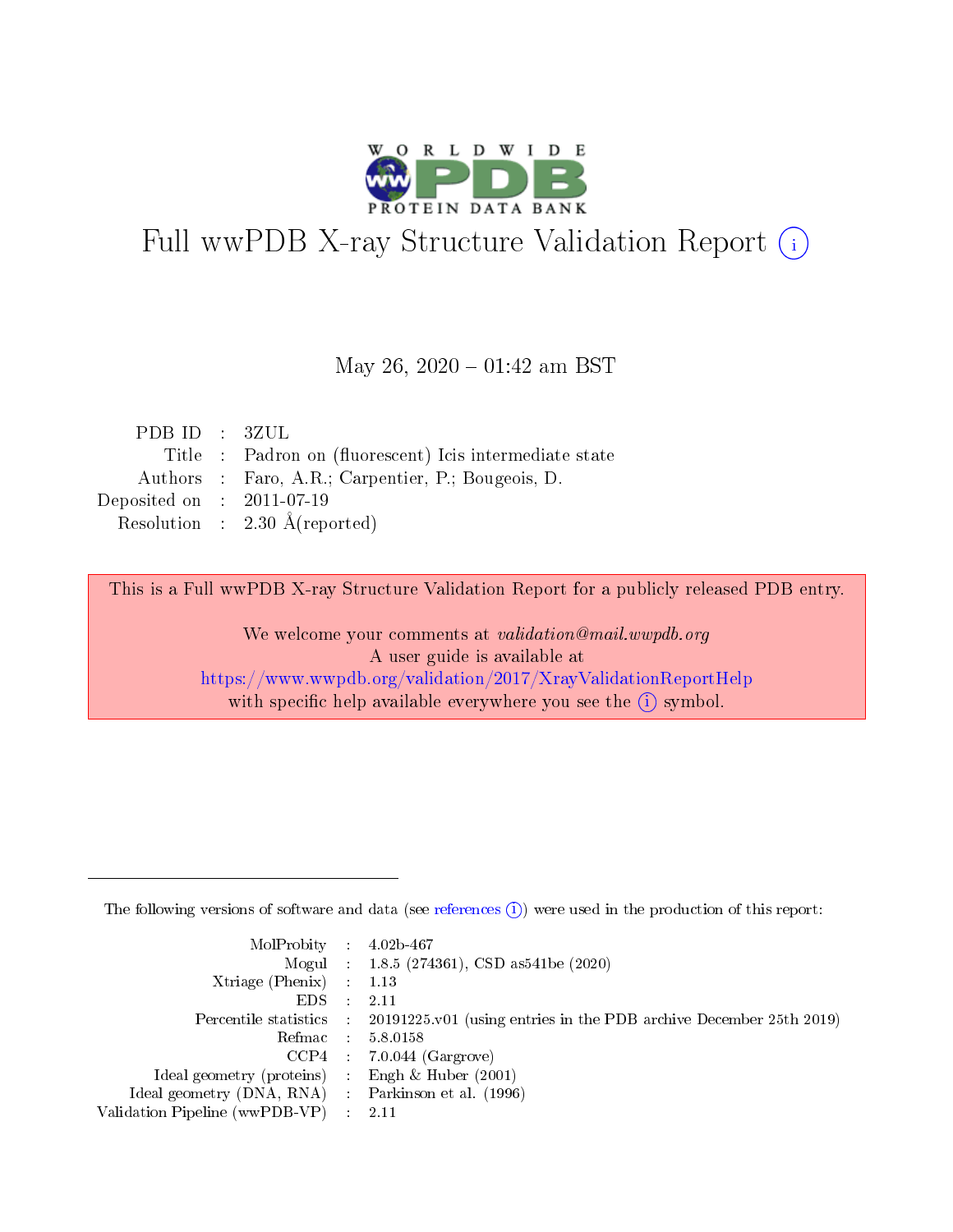# Full wwPDB X-ray Structure Validation Report (i)

May 26, 2020 – 01:42 am BST

| | | |
|---|---|---|
| PDB ID | : | 3ZUL |
| Title | : | Padron on (fluorescent) Icis intermediate state |
| Authors | : | Faro, A.R.; Carpentier, P.; Bougeois, D. |
| Deposited on | : | 2011-07-19 |
| Resolution | : | 2.30 Å(reported) |

This is a Full wwPDB X-ray Structure Validation Report for a publicly released PDB entry.

We welcome your comments at *validation@mail.wwpdb.org*
A user guide is available at
https://www.wwpdb.org/validation/2017/XrayValidationReportHelp
with specific help available everywhere you see the (i) symbol.

---

The following versions of software and data (see references (i)) were used in the production of this report:

| | | |
|---|---|---|
| MolProbity | : | 4.02b-467 |
| Mogul | : | 1.8.5 (274361), CSD as541be (2020) |
| Xtriage (Phenix) | : | 1.13 |
| EDS | : | 2.11 |
| Percentile statistics | : | 20191225.v01 (using entries in the PDB archive December 25th 2019) |
| Refmac | : | 5.8.0158 |
| CCP4 | : | 7.0.044 (Gargrove) |
| Ideal geometry (proteins) | : | Engh & Huber (2001) |
| Ideal geometry (DNA, RNA) | : | Parkinson et al. (1996) |
| Validation Pipeline (wwPDB-VP) | : | 2.11 |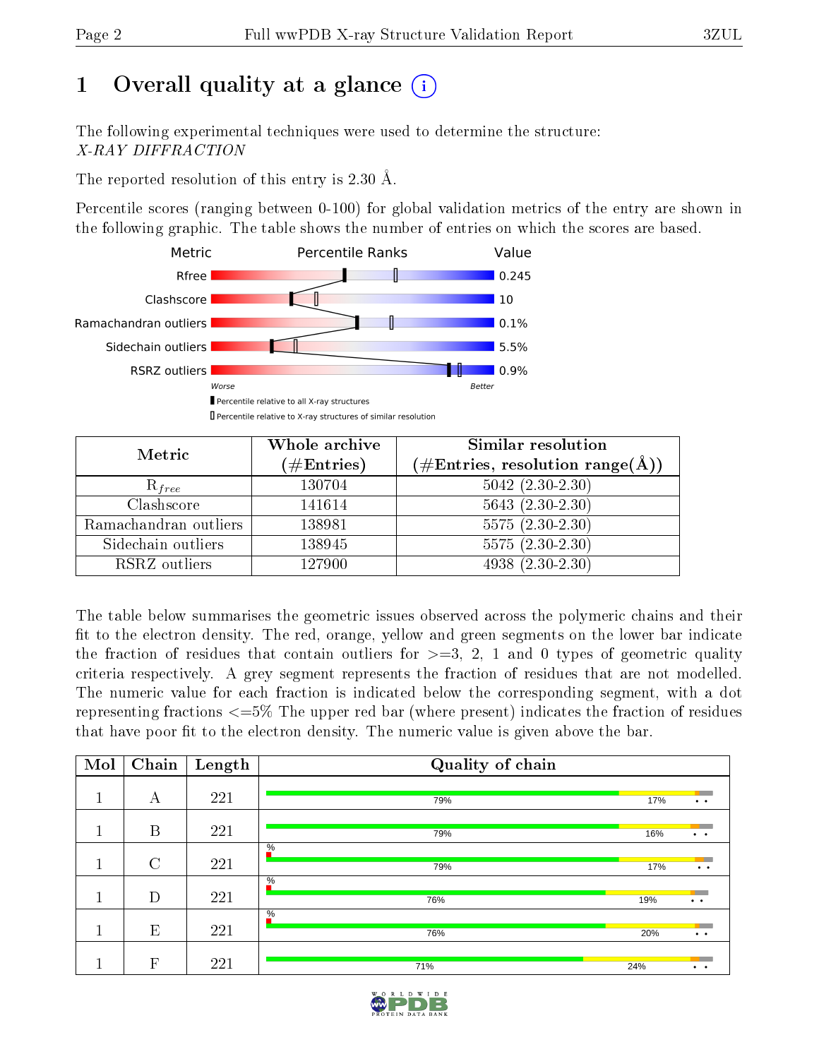# 1 Overall quality at a glance

The following experimental techniques were used to determine the structure:
*X-RAY DIFFRACTION*

The reported resolution of this entry is 2.30 Å.

Percentile scores (ranging between 0-100) for global validation metrics of the entry are shown in the following graphic. The table shows the number of entries on which the scores are based.

| Metric | Value |
|---|---|
| Rfree | 0.245 |
| Clashscore | 10 |
| Ramachandran outliers | 0.1% |
| Sidechain outliers | 5.5% |
| RSRZ outliers | 0.9% |

| Metric | Whole archive (#Entries) | Similar resolution (#Entries, resolution range(Å)) |
|---|---|---|
| $R_{free}$ | 130704 | 5042 (2.30-2.30) |
| Clashscore | 141614 | 5643 (2.30-2.30) |
| Ramachandran outliers | 138981 | 5575 (2.30-2.30) |
| Sidechain outliers | 138945 | 5575 (2.30-2.30) |
| RSRZ outliers | 127900 | 4938 (2.30-2.30) |

The table below summarises the geometric issues observed across the polymeric chains and their fit to the electron density. The red, orange, yellow and green segments on the lower bar indicate the fraction of residues that contain outliers for >=3, 2, 1 and 0 types of geometric quality criteria respectively. A grey segment represents the fraction of residues that are not modelled. The numeric value for each fraction is indicated below the corresponding segment, with a dot representing fractions <=5% The upper red bar (where present) indicates the fraction of residues that have poor fit to the electron density. The numeric value is given above the bar.

| Mol | Chain | Length | Quality of chain |
|---|---|---|---|
| 1 | A | 221 | 79% 17% • • |
| 1 | B | 221 | 79% 16% • • |
| 1 | C | 221 | % 79% 17% • • |
| 1 | D | 221 | % 76% 19% • • |
| 1 | E | 221 | % 76% 20% • • |
| 1 | F | 221 | 71% 24% • • |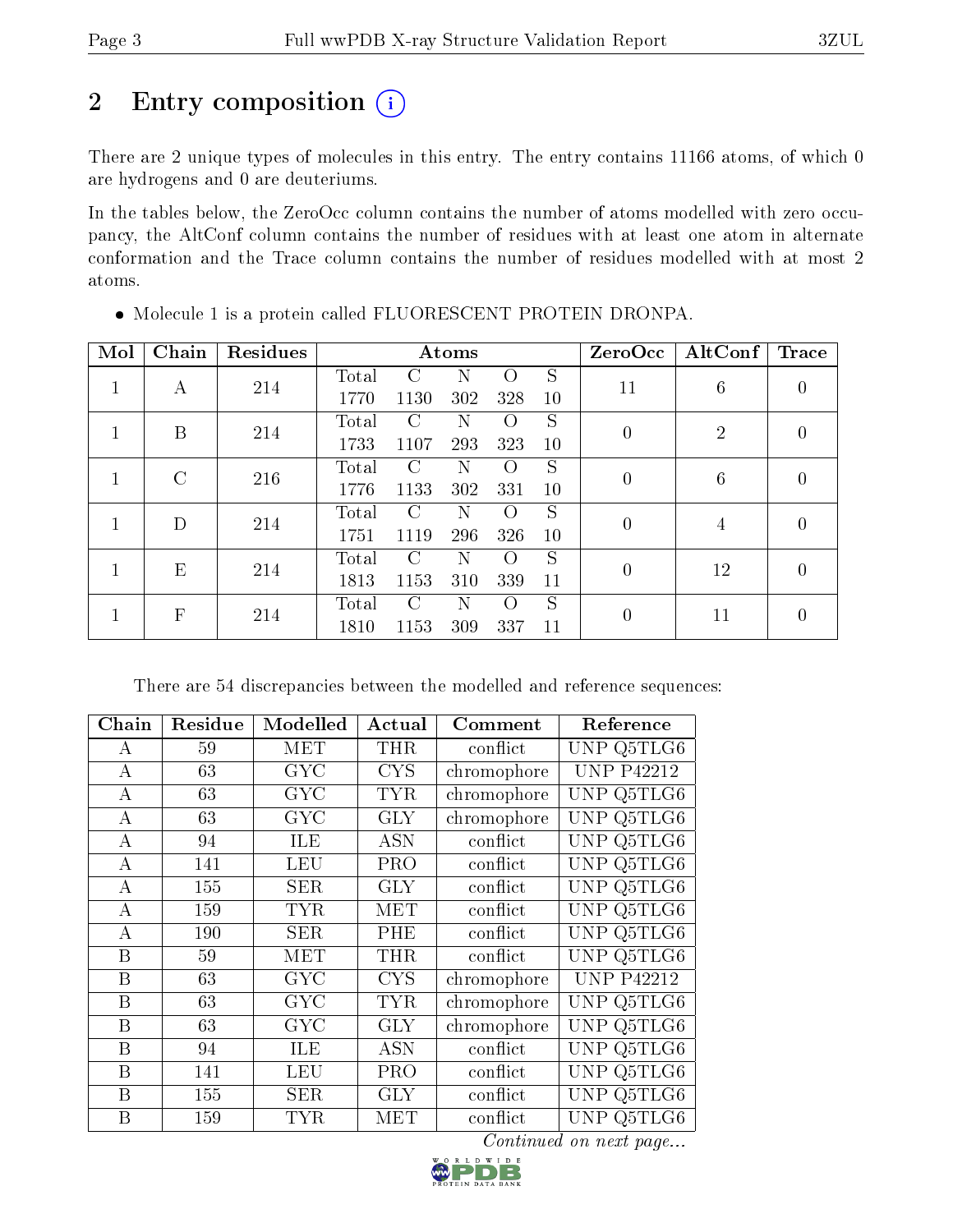# 2 Entry composition (i)

There are 2 unique types of molecules in this entry. The entry contains 11166 atoms, of which 0 are hydrogens and 0 are deuteriums.

In the tables below, the ZeroOcc column contains the number of atoms modelled with zero occupancy, the AltConf column contains the number of residues with at least one atom in alternate conformation and the Trace column contains the number of residues modelled with at most 2 atoms.

- Molecule 1 is a protein called FLUORESCENT PROTEIN DRONPA.

| Mol | Chain | Residues | Atoms | | | | | ZeroOcc | AltConf | Trace |
|---|---|---|---|---|---|---|---|---|---|---|
| 1 | A | 214 | Total<br>1770 | C<br>1130 | N<br>302 | O<br>328 | S<br>10 | 11 | 6 | 0 |
| 1 | B | 214 | Total<br>1733 | C<br>1107 | N<br>293 | O<br>323 | S<br>10 | 0 | 2 | 0 |
| 1 | C | 216 | Total<br>1776 | C<br>1133 | N<br>302 | O<br>331 | S<br>10 | 0 | 6 | 0 |
| 1 | D | 214 | Total<br>1751 | C<br>1119 | N<br>296 | O<br>326 | S<br>10 | 0 | 4 | 0 |
| 1 | E | 214 | Total<br>1813 | C<br>1153 | N<br>310 | O<br>339 | S<br>11 | 0 | 12 | 0 |
| 1 | F | 214 | Total<br>1810 | C<br>1153 | N<br>309 | O<br>337 | S<br>11 | 0 | 11 | 0 |

There are 54 discrepancies between the modelled and reference sequences:

| Chain | Residue | Modelled | Actual | Comment | Reference |
|---|---|---|---|---|---|
| A | 59 | MET | THR | conflict | UNP Q5TLG6 |
| A | 63 | GYC | CYS | chromophore | UNP P42212 |
| A | 63 | GYC | TYR | chromophore | UNP Q5TLG6 |
| A | 63 | GYC | GLY | chromophore | UNP Q5TLG6 |
| A | 94 | ILE | ASN | conflict | UNP Q5TLG6 |
| A | 141 | LEU | PRO | conflict | UNP Q5TLG6 |
| A | 155 | SER | GLY | conflict | UNP Q5TLG6 |
| A | 159 | TYR | MET | conflict | UNP Q5TLG6 |
| A | 190 | SER | PHE | conflict | UNP Q5TLG6 |
| B | 59 | MET | THR | conflict | UNP Q5TLG6 |
| B | 63 | GYC | CYS | chromophore | UNP P42212 |
| B | 63 | GYC | TYR | chromophore | UNP Q5TLG6 |
| B | 63 | GYC | GLY | chromophore | UNP Q5TLG6 |
| B | 94 | ILE | ASN | conflict | UNP Q5TLG6 |
| B | 141 | LEU | PRO | conflict | UNP Q5TLG6 |
| B | 155 | SER | GLY | conflict | UNP Q5TLG6 |
| B | 159 | TYR | MET | conflict | UNP Q5TLG6 |

*Continued on next page...*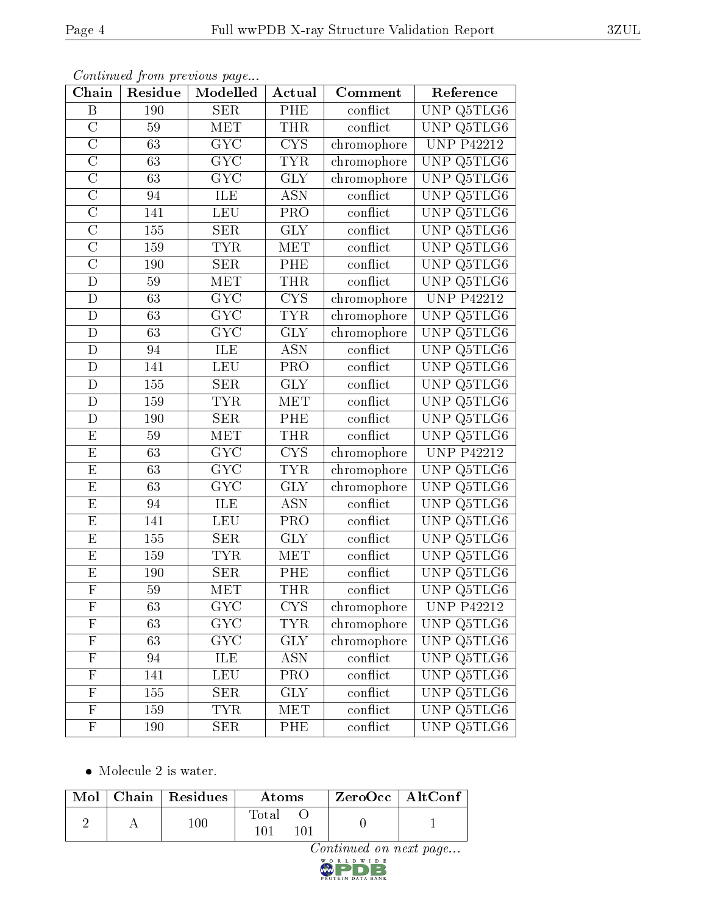*Continued from previous page...*

| Chain | Residue | Modelled | Actual | Comment | Reference |
|---|---|---|---|---|---|
| B | 190 | SER | PHE | conflict | UNP Q5TLG6 |
| C | 59 | MET | THR | conflict | UNP Q5TLG6 |
| C | 63 | GYC | CYS | chromophore | UNP P42212 |
| C | 63 | GYC | TYR | chromophore | UNP Q5TLG6 |
| C | 63 | GYC | GLY | chromophore | UNP Q5TLG6 |
| C | 94 | ILE | ASN | conflict | UNP Q5TLG6 |
| C | 141 | LEU | PRO | conflict | UNP Q5TLG6 |
| C | 155 | SER | GLY | conflict | UNP Q5TLG6 |
| C | 159 | TYR | MET | conflict | UNP Q5TLG6 |
| C | 190 | SER | PHE | conflict | UNP Q5TLG6 |
| D | 59 | MET | THR | conflict | UNP Q5TLG6 |
| D | 63 | GYC | CYS | chromophore | UNP P42212 |
| D | 63 | GYC | TYR | chromophore | UNP Q5TLG6 |
| D | 63 | GYC | GLY | chromophore | UNP Q5TLG6 |
| D | 94 | ILE | ASN | conflict | UNP Q5TLG6 |
| D | 141 | LEU | PRO | conflict | UNP Q5TLG6 |
| D | 155 | SER | GLY | conflict | UNP Q5TLG6 |
| D | 159 | TYR | MET | conflict | UNP Q5TLG6 |
| D | 190 | SER | PHE | conflict | UNP Q5TLG6 |
| E | 59 | MET | THR | conflict | UNP Q5TLG6 |
| E | 63 | GYC | CYS | chromophore | UNP P42212 |
| E | 63 | GYC | TYR | chromophore | UNP Q5TLG6 |
| E | 63 | GYC | GLY | chromophore | UNP Q5TLG6 |
| E | 94 | ILE | ASN | conflict | UNP Q5TLG6 |
| E | 141 | LEU | PRO | conflict | UNP Q5TLG6 |
| E | 155 | SER | GLY | conflict | UNP Q5TLG6 |
| E | 159 | TYR | MET | conflict | UNP Q5TLG6 |
| E | 190 | SER | PHE | conflict | UNP Q5TLG6 |
| F | 59 | MET | THR | conflict | UNP Q5TLG6 |
| F | 63 | GYC | CYS | chromophore | UNP P42212 |
| F | 63 | GYC | TYR | chromophore | UNP Q5TLG6 |
| F | 63 | GYC | GLY | chromophore | UNP Q5TLG6 |
| F | 94 | ILE | ASN | conflict | UNP Q5TLG6 |
| F | 141 | LEU | PRO | conflict | UNP Q5TLG6 |
| F | 155 | SER | GLY | conflict | UNP Q5TLG6 |
| F | 159 | TYR | MET | conflict | UNP Q5TLG6 |
| F | 190 | SER | PHE | conflict | UNP Q5TLG6 |

- Molecule 2 is water.

| Mol | Chain | Residues | Atoms | | ZeroOcc | AltConf |
|---|---|---|---|---|---|---|
| | | | Total | O | | |
| 2 | A | 100 | 101 | 101 | 0 | 1 |

*Continued on next page...*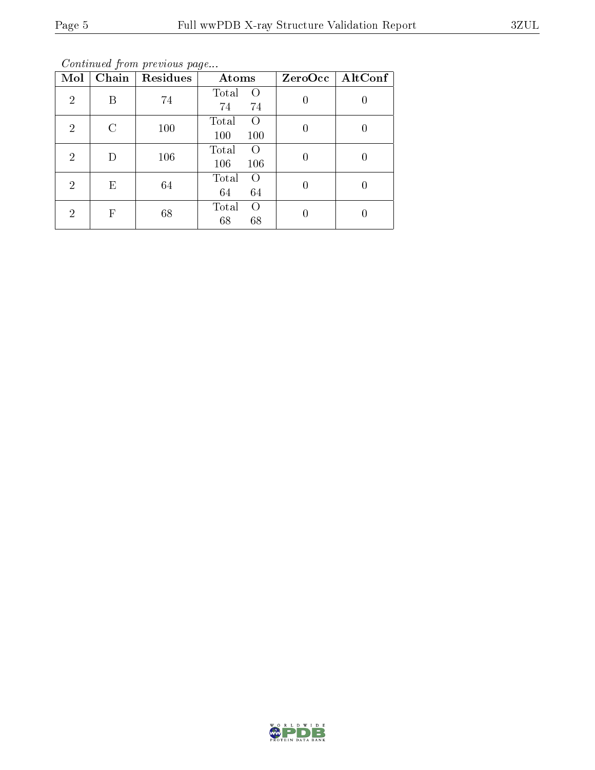*Continued from previous page...*

| Mol | Chain | Residues | Atoms | | ZeroOcc | AltConf |
|---|---|---|---|---|---|---|
| | | | Total | O | | |
| 2 | B | 74 | 74 | 74 | 0 | 0 |
| 2 | C | 100 | 100 | 100 | 0 | 0 |
| 2 | D | 106 | 106 | 106 | 0 | 0 |
| 2 | E | 64 | 64 | 64 | 0 | 0 |
| 2 | F | 68 | 68 | 68 | 0 | 0 |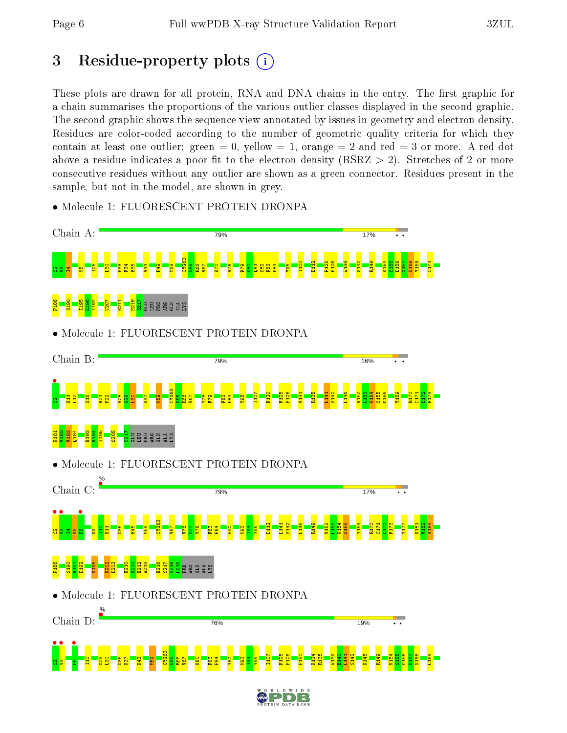# 3 Residue-property plots

These plots are drawn for all protein, RNA and DNA chains in the entry. The first graphic for a chain summarises the proportions of the various outlier classes displayed in the second graphic. The second graphic shows the sequence view annotated by issues in geometry and electron density. Residues are color-coded according to the number of geometric quality criteria for which they contain at least one outlier: green = 0, yellow = 1, orange = 2 and red = 3 or more. A red dot above a residue indicates a poor fit to the electron density (RSRZ > 2). Stretches of 2 or more consecutive residues without any outlier are shown as a green connector. Residues present in the sample, but not in the model, are shown in grey.

- Molecule 1: FLUORESCENT PROTEIN DRONPA

Chain A: 79% 17% • •

S2 V3 I4 M8 I25 L30 P33 F34 E35 V44 F49 M59 CYG63 N65 R66 V67 K70 V76 F79 K80 Q81 S82 F83 P84 Y95 I100 D112 F125 P126 W139 S142 R149 K154 S155 D156 G157 N158 Y159 C171 P186 S190 I195 E196 I197 V207 E211 H216 S217 GLU LEU PRO ARG GLN ALA LYS

- Molecule 1: FLUORESCENT PROTEIN DRONPA

Chain B: 79% 16% • •

S2 K11 L12 G16 H21 P22 V28 G29 L30 K37 M59 CYG63 N65 R66 V67 V78 F79 F83 P84 Y95 I107 F120 F125 P126 V131 R135 L141 S142 L146 V152 L153 K154 S155 D156 Y159 R170 C171 D172 F173 K181 V182 V183 Q184 H193 H194 I195 S205 S217 GLU LEU PRO ARG GLN ALA LYS

- Molecule 1: FLUORESCENT PROTEIN DRONPA

Chain C: % 79% 17% • •

S2 V3 I4 K5 P6 K9 I10 K11 G36 E46 M59 CYG63 V67 V76 D77 V78 F83 P84 E90 M93 I94 Y95 D112 L141 S142 L146 R149 V152 L153 K154 S155 Y159 R170 C171 D172 F173 Y177 K181 V182 V183 P186 S190 Y191 D192 K198 K202 D203 H210 E211 H212 A213 H216 S217 E218 L219 PRO ARG GLN ALA LYS

- Molecule 1: FLUORESCENT PROTEIN DRONPA

Chain D: % 76% 19% • •

S2 V3 P6 I10 G29 L30 G36 K37 K43 M59 CYG63 N65 R66 V67 K80 F83 P84 Y87 M93 I94 Y95 I107 F125 P126 P130 K134 R135 W139 E140 L141 S142 K145 R149 K154 S155 D156 G157 N158 L163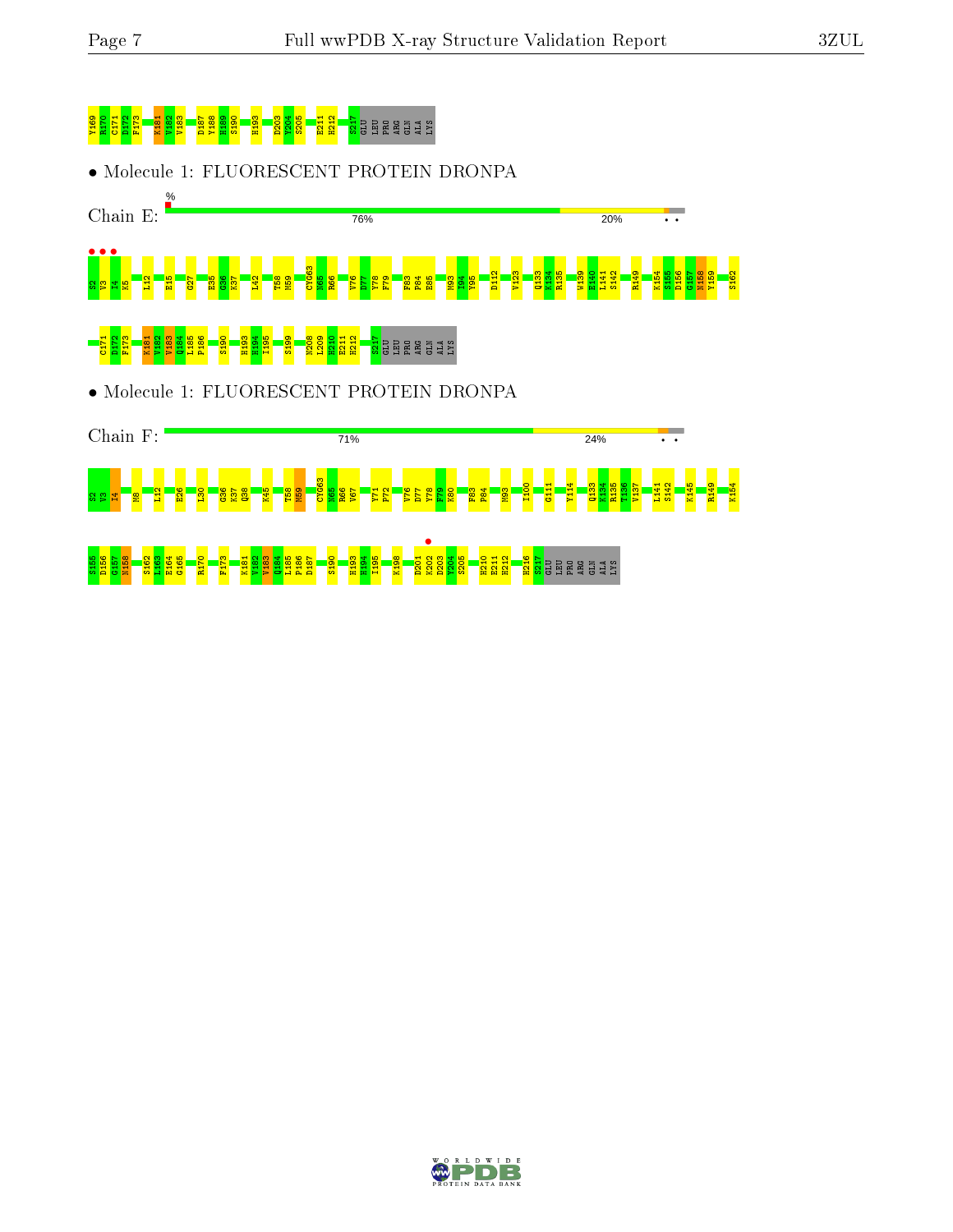Y169 K170 C171 D172 F173 K181 V182 V183 D187 Y188 H189 S190 H193 D203 Y204 S205 E211 H212 S217 GLU LEU PRO ARG GLN ALA LYS

• Molecule 1: FLUORESCENT PROTEIN DRONPA

Chain E: 76% 20%

S2 V3 I4 K5 L12 E15 G27 E35 G36 K37 L42 T58 M59 CYG63 N65 R66 V76 D77 Y78 F79 F83 P84 E85 M93 I94 Y95 D112 V123 Q133 K134 R135 W139 E140 L141 S142 R149 K154 S155 D156 G157 N158 Y159 S162 C171 D172 F173 K181 V182 V183 Q184 L185 F186 S190 H193 H194 I195 S199 N208 L209 E210 E211 H212 S217 GLU LEU PRO ARG GLN ALA LYS

• Molecule 1: FLUORESCENT PROTEIN DRONPA

Chain F: 71% 24%

S2 V3 I4 M8 L12 E26 L30 G36 K37 Q38 K45 T58 M59 CYG63 N65 R66 V67 Y71 F72 V76 D77 Y78 F79 K80 F83 P84 M93 I100 G111 Y114 Q133 K134 R135 T136 V137 L141 S142 K145 R149 K154 S155 D156 G157 N158 S162 I163 E164 G165 R170 F173 K181 V182 V183 Q184 L185 F186 D187 S190 H193 H194 I195 K198 D201 K202 D203 Y204 S205 H210 E211 H212 H216 S217 GLU LEU PRO ARG GLN ALA LYS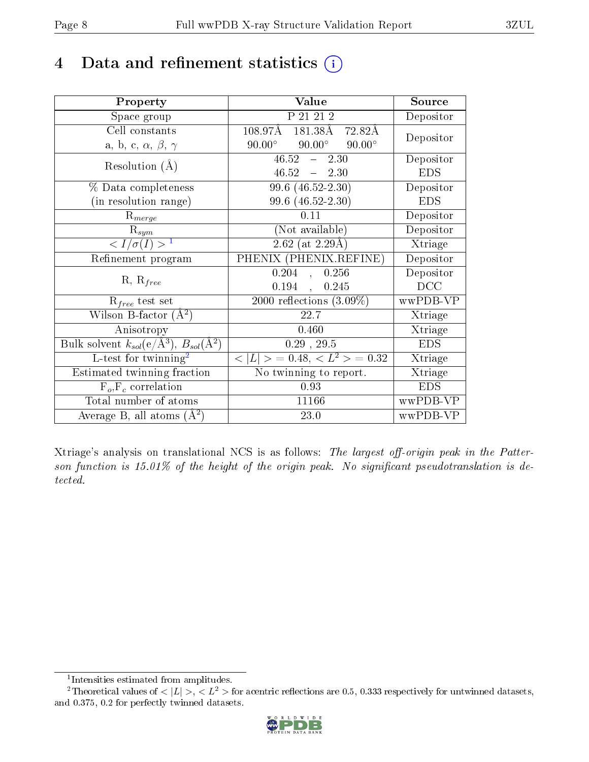# 4 Data and refinement statistics (i)

| Property | Value | Source |
|---|---|---|
| Space group | P 21 21 2 | Depositor |
| Cell constants<br>a, b, c, $\alpha$, $\beta$, $\gamma$ | 108.97Å 181.38Å 72.82Å<br>90.00° 90.00° 90.00° | Depositor |
| Resolution (Å) | 46.52 – 2.30<br>46.52 – 2.30 | Depositor<br>EDS |
| % Data completeness<br>(in resolution range) | 99.6 (46.52-2.30)<br>99.6 (46.52-2.30) | Depositor<br>EDS |
| $R_{merge}$ | 0.11 | Depositor |
| $R_{sym}$ | (Not available) | Depositor |
| $< I/\sigma(I) >$ [1] | 2.62 (at 2.29Å) | Xtriage |
| Refinement program | PHENIX (PHENIX.REFINE) | Depositor |
| R, $R_{free}$ | 0.204 , 0.256<br>0.194 , 0.245 | Depositor<br>DCC |
| $R_{free}$ test set | 2000 reflections (3.09%) | wwPDB-VP |
| Wilson B-factor (Å$^2$) | 22.7 | Xtriage |
| Anisotropy | 0.460 | Xtriage |
| Bulk solvent $k_{sol}$(e/Å$^3$), $B_{sol}$(Å$^2$) | 0.29 , 29.5 | EDS |
| L-test for twinning[2] | $< \|L\| >$ = 0.48, $< L^2 >$ = 0.32 | Xtriage |
| Estimated twinning fraction | No twinning to report. | Xtriage |
| $F_o$,$F_c$ correlation | 0.93 | EDS |
| Total number of atoms | 11166 | wwPDB-VP |
| Average B, all atoms (Å$^2$) | 23.0 | wwPDB-VP |

Xtriage's analysis on translational NCS is as follows: *The largest off-origin peak in the Patterson function is 15.01% of the height of the origin peak. No significant pseudotranslation is detected.*

[1] Intensities estimated from amplitudes.

[2] Theoretical values of $< |L| >$, $< L^2 >$ for acentric reflections are 0.5, 0.333 respectively for untwinned datasets, and 0.375, 0.2 for perfectly twinned datasets.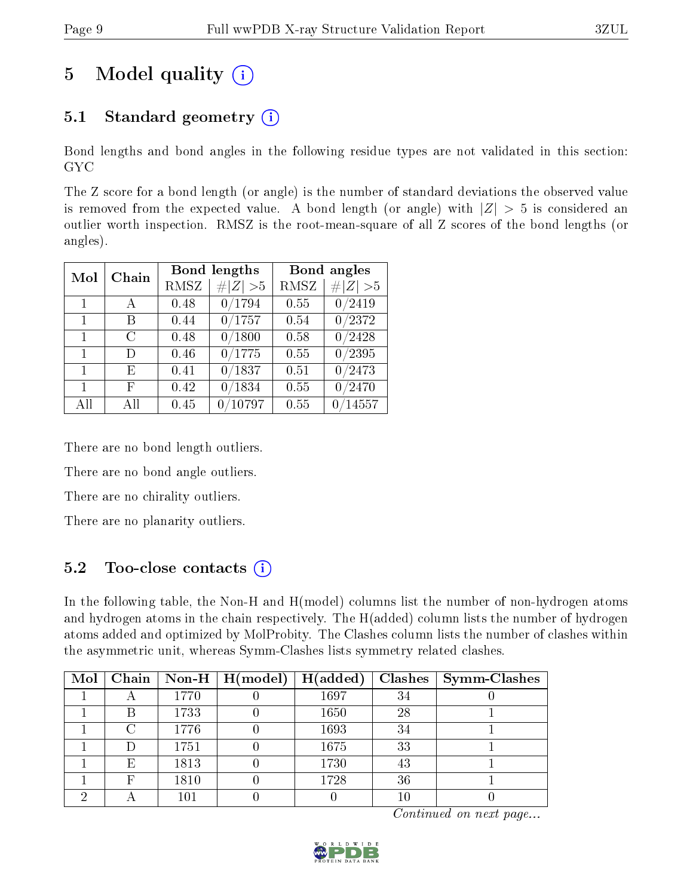# 5 Model quality

## 5.1 Standard geometry

Bond lengths and bond angles in the following residue types are not validated in this section: GYC

The Z score for a bond length (or angle) is the number of standard deviations the observed value is removed from the expected value. A bond length (or angle) with $|Z| > 5$ is considered an outlier worth inspection. RMSZ is the root-mean-square of all Z scores of the bond lengths (or angles).

| Mol | Chain | Bond lengths | | Bond angles | |
|---|---|---|---|---|---|
| | | RMSZ | #$\|Z\|$ >5 | RMSZ | #$\|Z\|$ >5 |
| 1 | A | 0.48 | 0/1794 | 0.55 | 0/2419 |
| 1 | B | 0.44 | 0/1757 | 0.54 | 0/2372 |
| 1 | C | 0.48 | 0/1800 | 0.58 | 0/2428 |
| 1 | D | 0.46 | 0/1775 | 0.55 | 0/2395 |
| 1 | E | 0.41 | 0/1837 | 0.51 | 0/2473 |
| 1 | F | 0.42 | 0/1834 | 0.55 | 0/2470 |
| All | All | 0.45 | 0/10797 | 0.55 | 0/14557 |

There are no bond length outliers.

There are no bond angle outliers.

There are no chirality outliers.

There are no planarity outliers.

## 5.2 Too-close contacts

In the following table, the Non-H and H(model) columns list the number of non-hydrogen atoms and hydrogen atoms in the chain respectively. The H(added) column lists the number of hydrogen atoms added and optimized by MolProbity. The Clashes column lists the number of clashes within the asymmetric unit, whereas Symm-Clashes lists symmetry related clashes.

| Mol | Chain | Non-H | H(model) | H(added) | Clashes | Symm-Clashes |
|---|---|---|---|---|---|---|
| 1 | A | 1770 | 0 | 1697 | 34 | 0 |
| 1 | B | 1733 | 0 | 1650 | 28 | 1 |
| 1 | C | 1776 | 0 | 1693 | 34 | 1 |
| 1 | D | 1751 | 0 | 1675 | 33 | 1 |
| 1 | E | 1813 | 0 | 1730 | 43 | 1 |
| 1 | F | 1810 | 0 | 1728 | 36 | 1 |
| 2 | A | 101 | 0 | 0 | 10 | 0 |

*Continued on next page...*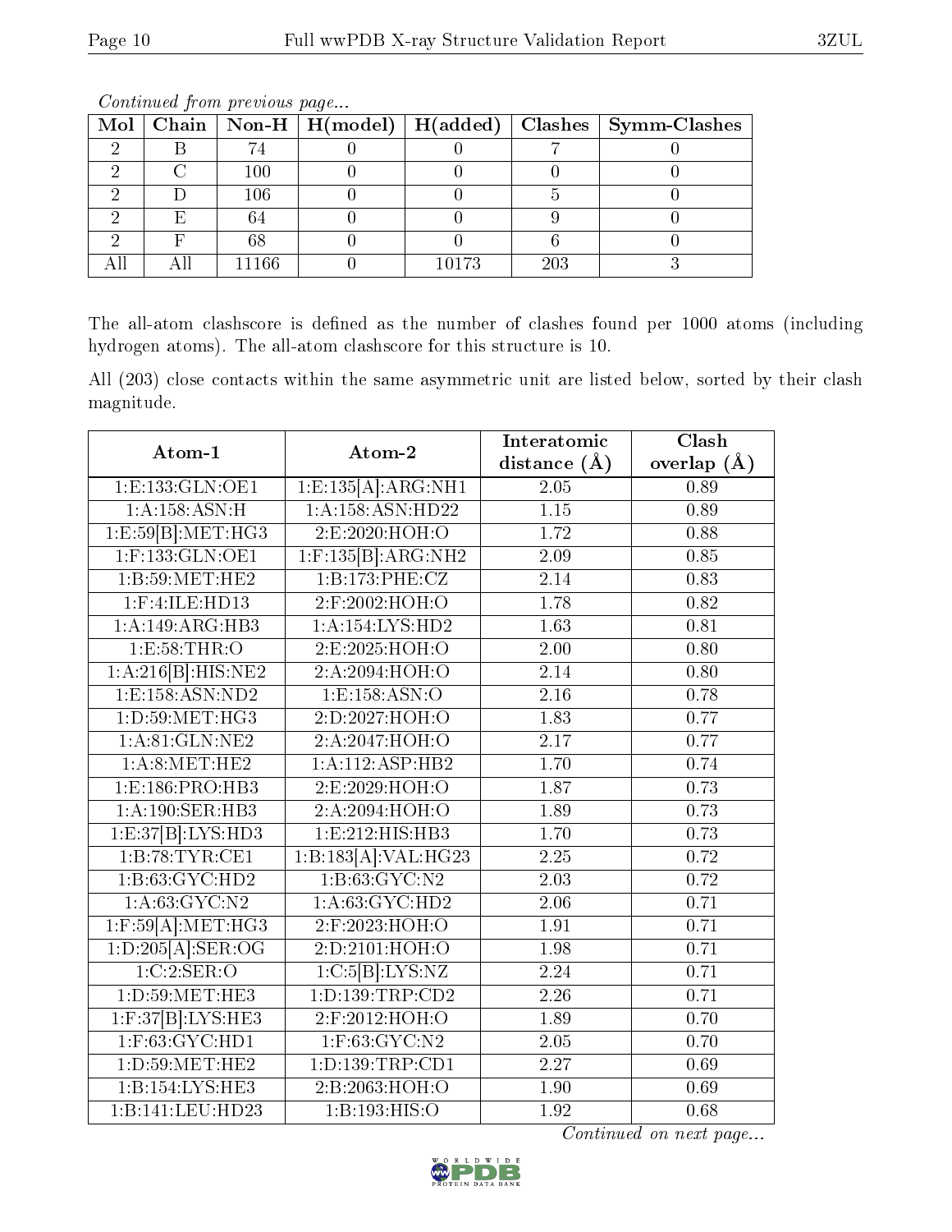*Continued from previous page...*

| Mol | Chain | Non-H | H(model) | H(added) | Clashes | Symm-Clashes |
|---|---|---|---|---|---|---|
| 2 | B | 74 | 0 | 0 | 7 | 0 |
| 2 | C | 100 | 0 | 0 | 0 | 0 |
| 2 | D | 106 | 0 | 0 | 5 | 0 |
| 2 | E | 64 | 0 | 0 | 9 | 0 |
| 2 | F | 68 | 0 | 0 | 6 | 0 |
| All | All | 11166 | 0 | 10173 | 203 | 3 |

The all-atom clashscore is defined as the number of clashes found per 1000 atoms (including hydrogen atoms). The all-atom clashscore for this structure is 10.

All (203) close contacts within the same asymmetric unit are listed below, sorted by their clash magnitude.

| Atom-1 | Atom-2 | Interatomic distance (Å) | Clash overlap (Å) |
|---|---|---|---|
| 1:E:133:GLN:OE1 | 1:E:135[A]:ARG:NH1 | 2.05 | 0.89 |
| 1:A:158:ASN:H | 1:A:158:ASN:HD22 | 1.15 | 0.89 |
| 1:E:59[B]:MET:HG3 | 2:E:2020:HOH:O | 1.72 | 0.88 |
| 1:F:133:GLN:OE1 | 1:F:135[B]:ARG:NH2 | 2.09 | 0.85 |
| 1:B:59:MET:HE2 | 1:B:173:PHE:CZ | 2.14 | 0.83 |
| 1:F:4:ILE:HD13 | 2:F:2002:HOH:O | 1.78 | 0.82 |
| 1:A:149:ARG:HB3 | 1:A:154:LYS:HD2 | 1.63 | 0.81 |
| 1:E:58:THR:O | 2:E:2025:HOH:O | 2.00 | 0.80 |
| 1:A:216[B]:HIS:NE2 | 2:A:2094:HOH:O | 2.14 | 0.80 |
| 1:E:158:ASN:ND2 | 1:E:158:ASN:O | 2.16 | 0.78 |
| 1:D:59:MET:HG3 | 2:D:2027:HOH:O | 1.83 | 0.77 |
| 1:A:81:GLN:NE2 | 2:A:2047:HOH:O | 2.17 | 0.77 |
| 1:A:8:MET:HE2 | 1:A:112:ASP:HB2 | 1.70 | 0.74 |
| 1:E:186:PRO:HB3 | 2:E:2029:HOH:O | 1.87 | 0.73 |
| 1:A:190:SER:HB3 | 2:A:2094:HOH:O | 1.89 | 0.73 |
| 1:E:37[B]:LYS:HD3 | 1:E:212:HIS:HB3 | 1.70 | 0.73 |
| 1:B:78:TYR:CE1 | 1:B:183[A]:VAL:HG23 | 2.25 | 0.72 |
| 1:B:63:GYC:HD2 | 1:B:63:GYC:N2 | 2.03 | 0.72 |
| 1:A:63:GYC:N2 | 1:A:63:GYC:HD2 | 2.06 | 0.71 |
| 1:F:59[A]:MET:HG3 | 2:F:2023:HOH:O | 1.91 | 0.71 |
| 1:D:205[A]:SER:OG | 2:D:2101:HOH:O | 1.98 | 0.71 |
| 1:C:2:SER:O | 1:C:5[B]:LYS:NZ | 2.24 | 0.71 |
| 1:D:59:MET:HE3 | 1:D:139:TRP:CD2 | 2.26 | 0.71 |
| 1:F:37[B]:LYS:HE3 | 2:F:2012:HOH:O | 1.89 | 0.70 |
| 1:F:63:GYC:HD1 | 1:F:63:GYC:N2 | 2.05 | 0.70 |
| 1:D:59:MET:HE2 | 1:D:139:TRP:CD1 | 2.27 | 0.69 |
| 1:B:154:LYS:HE3 | 2:B:2063:HOH:O | 1.90 | 0.69 |
| 1:B:141:LEU:HD23 | 1:B:193:HIS:O | 1.92 | 0.68 |

*Continued on next page...*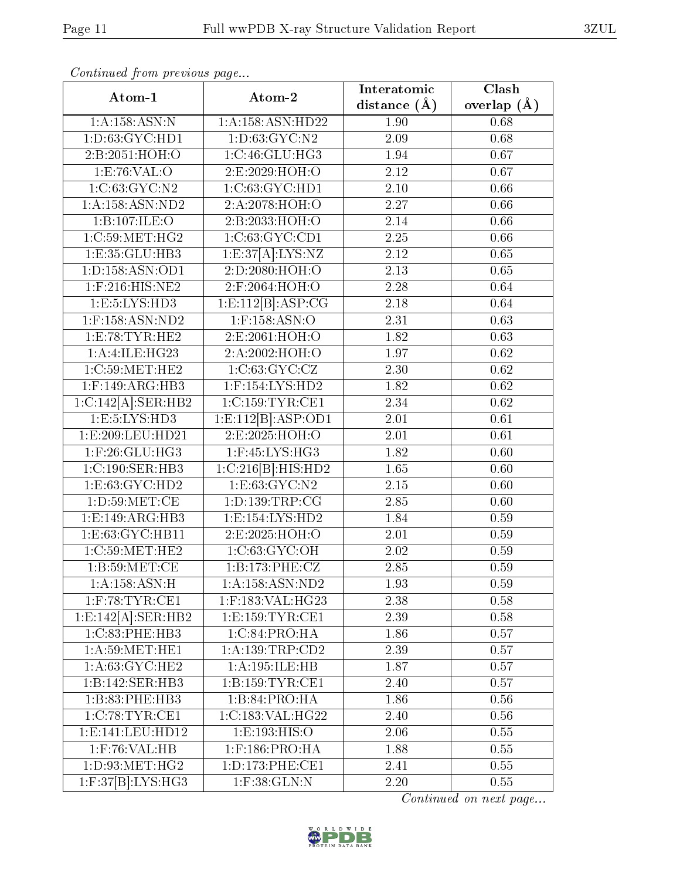*Continued from previous page...*

| Atom-1 | Atom-2 | Interatomic distance (Å) | Clash overlap (Å) |
|---|---|---|---|
| 1:A:158:ASN:N | 1:A:158:ASN:HD22 | 1.90 | 0.68 |
| 1:D:63:GYC:HD1 | 1:D:63:GYC:N2 | 2.09 | 0.68 |
| 2:B:2051:HOH:O | 1:C:46:GLU:HG3 | 1.94 | 0.67 |
| 1:E:76:VAL:O | 2:E:2029:HOH:O | 2.12 | 0.67 |
| 1:C:63:GYC:N2 | 1:C:63:GYC:HD1 | 2.10 | 0.66 |
| 1:A:158:ASN:ND2 | 2:A:2078:HOH:O | 2.27 | 0.66 |
| 1:B:107:ILE:O | 2:B:2033:HOH:O | 2.14 | 0.66 |
| 1:C:59:MET:HG2 | 1:C:63:GYC:CD1 | 2.25 | 0.66 |
| 1:E:35:GLU:HB3 | 1:E:37[A]:LYS:NZ | 2.12 | 0.65 |
| 1:D:158:ASN:OD1 | 2:D:2080:HOH:O | 2.13 | 0.65 |
| 1:F:216:HIS:NE2 | 2:F:2064:HOH:O | 2.28 | 0.64 |
| 1:E:5:LYS:HD3 | 1:E:112[B]:ASP:CG | 2.18 | 0.64 |
| 1:F:158:ASN:ND2 | 1:F:158:ASN:O | 2.31 | 0.63 |
| 1:E:78:TYR:HE2 | 2:E:2061:HOH:O | 1.82 | 0.63 |
| 1:A:4:ILE:HG23 | 2:A:2002:HOH:O | 1.97 | 0.62 |
| 1:C:59:MET:HE2 | 1:C:63:GYC:CZ | 2.30 | 0.62 |
| 1:F:149:ARG:HB3 | 1:F:154:LYS:HD2 | 1.82 | 0.62 |
| 1:C:142[A]:SER:HB2 | 1:C:159:TYR:CE1 | 2.34 | 0.62 |
| 1:E:5:LYS:HD3 | 1:E:112[B]:ASP:OD1 | 2.01 | 0.61 |
| 1:E:209:LEU:HD21 | 2:E:2025:HOH:O | 2.01 | 0.61 |
| 1:F:26:GLU:HG3 | 1:F:45:LYS:HG3 | 1.82 | 0.60 |
| 1:C:190:SER:HB3 | 1:C:216[B]:HIS:HD2 | 1.65 | 0.60 |
| 1:E:63:GYC:HD2 | 1:E:63:GYC:N2 | 2.15 | 0.60 |
| 1:D:59:MET:CE | 1:D:139:TRP:CG | 2.85 | 0.60 |
| 1:E:149:ARG:HB3 | 1:E:154:LYS:HD2 | 1.84 | 0.59 |
| 1:E:63:GYC:HB11 | 2:E:2025:HOH:O | 2.01 | 0.59 |
| 1:C:59:MET:HE2 | 1:C:63:GYC:OH | 2.02 | 0.59 |
| 1:B:59:MET:CE | 1:B:173:PHE:CZ | 2.85 | 0.59 |
| 1:A:158:ASN:H | 1:A:158:ASN:ND2 | 1.93 | 0.59 |
| 1:F:78:TYR:CE1 | 1:F:183:VAL:HG23 | 2.38 | 0.58 |
| 1:E:142[A]:SER:HB2 | 1:E:159:TYR:CE1 | 2.39 | 0.58 |
| 1:C:83:PHE:HB3 | 1:C:84:PRO:HA | 1.86 | 0.57 |
| 1:A:59:MET:HE1 | 1:A:139:TRP:CD2 | 2.39 | 0.57 |
| 1:A:63:GYC:HE2 | 1:A:195:ILE:HB | 1.87 | 0.57 |
| 1:B:142:SER:HB3 | 1:B:159:TYR:CE1 | 2.40 | 0.57 |
| 1:B:83:PHE:HB3 | 1:B:84:PRO:HA | 1.86 | 0.56 |
| 1:C:78:TYR:CE1 | 1:C:183:VAL:HG22 | 2.40 | 0.56 |
| 1:E:141:LEU:HD12 | 1:E:193:HIS:O | 2.06 | 0.55 |
| 1:F:76:VAL:HB | 1:F:186:PRO:HA | 1.88 | 0.55 |
| 1:D:93:MET:HG2 | 1:D:173:PHE:CE1 | 2.41 | 0.55 |
| 1:F:37[B]:LYS:HG3 | 1:F:38:GLN:N | 2.20 | 0.55 |

*Continued on next page...*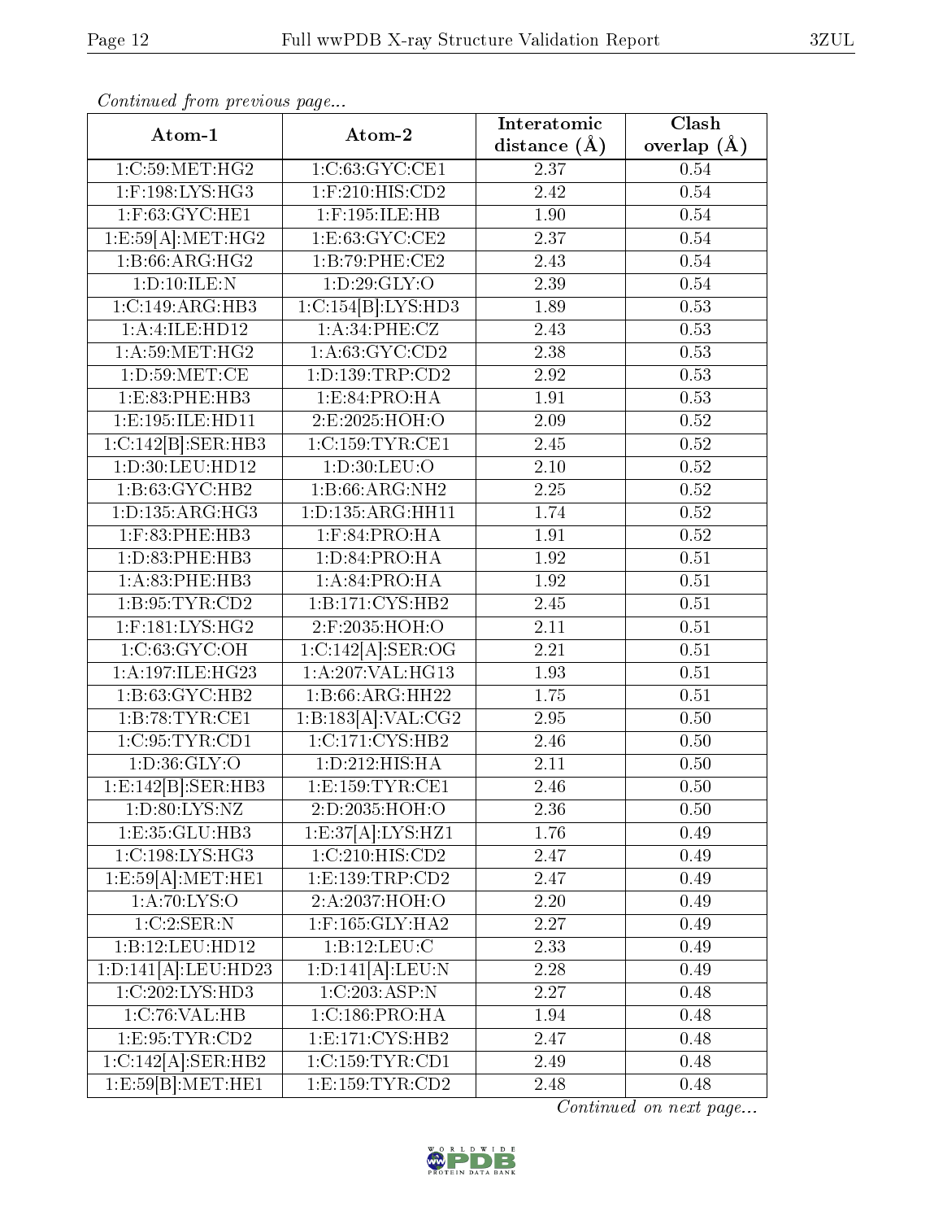*Continued from previous page...*

| Atom-1 | Atom-2 | Interatomic distance (Å) | Clash overlap (Å) |
|---|---|---|---|
| 1:C:59:MET:HG2 | 1:C:63:GYC:CE1 | 2.37 | 0.54 |
| 1:F:198:LYS:HG3 | 1:F:210:HIS:CD2 | 2.42 | 0.54 |
| 1:F:63:GYC:HE1 | 1:F:195:ILE:HB | 1.90 | 0.54 |
| 1:E:59[A]:MET:HG2 | 1:E:63:GYC:CE2 | 2.37 | 0.54 |
| 1:B:66:ARG:HG2 | 1:B:79:PHE:CE2 | 2.43 | 0.54 |
| 1:D:10:ILE:N | 1:D:29:GLY:O | 2.39 | 0.54 |
| 1:C:149:ARG:HB3 | 1:C:154[B]:LYS:HD3 | 1.89 | 0.53 |
| 1:A:4:ILE:HD12 | 1:A:34:PHE:CZ | 2.43 | 0.53 |
| 1:A:59:MET:HG2 | 1:A:63:GYC:CD2 | 2.38 | 0.53 |
| 1:D:59:MET:CE | 1:D:139:TRP:CD2 | 2.92 | 0.53 |
| 1:E:83:PHE:HB3 | 1:E:84:PRO:HA | 1.91 | 0.53 |
| 1:E:195:ILE:HD11 | 2:E:2025:HOH:O | 2.09 | 0.52 |
| 1:C:142[B]:SER:HB3 | 1:C:159:TYR:CE1 | 2.45 | 0.52 |
| 1:D:30:LEU:HD12 | 1:D:30:LEU:O | 2.10 | 0.52 |
| 1:B:63:GYC:HB2 | 1:B:66:ARG:NH2 | 2.25 | 0.52 |
| 1:D:135:ARG:HG3 | 1:D:135:ARG:HH11 | 1.74 | 0.52 |
| 1:F:83:PHE:HB3 | 1:F:84:PRO:HA | 1.91 | 0.52 |
| 1:D:83:PHE:HB3 | 1:D:84:PRO:HA | 1.92 | 0.51 |
| 1:A:83:PHE:HB3 | 1:A:84:PRO:HA | 1.92 | 0.51 |
| 1:B:95:TYR:CD2 | 1:B:171:CYS:HB2 | 2.45 | 0.51 |
| 1:F:181:LYS:HG2 | 2:F:2035:HOH:O | 2.11 | 0.51 |
| 1:C:63:GYC:OH | 1:C:142[A]:SER:OG | 2.21 | 0.51 |
| 1:A:197:ILE:HG23 | 1:A:207:VAL:HG13 | 1.93 | 0.51 |
| 1:B:63:GYC:HB2 | 1:B:66:ARG:HH22 | 1.75 | 0.51 |
| 1:B:78:TYR:CE1 | 1:B:183[A]:VAL:CG2 | 2.95 | 0.50 |
| 1:C:95:TYR:CD1 | 1:C:171:CYS:HB2 | 2.46 | 0.50 |
| 1:D:36:GLY:O | 1:D:212:HIS:HA | 2.11 | 0.50 |
| 1:E:142[B]:SER:HB3 | 1:E:159:TYR:CE1 | 2.46 | 0.50 |
| 1:D:80:LYS:NZ | 2:D:2035:HOH:O | 2.36 | 0.50 |
| 1:E:35:GLU:HB3 | 1:E:37[A]:LYS:HZ1 | 1.76 | 0.49 |
| 1:C:198:LYS:HG3 | 1:C:210:HIS:CD2 | 2.47 | 0.49 |
| 1:E:59[A]:MET:HE1 | 1:E:139:TRP:CD2 | 2.47 | 0.49 |
| 1:A:70:LYS:O | 2:A:2037:HOH:O | 2.20 | 0.49 |
| 1:C:2:SER:N | 1:F:165:GLY:HA2 | 2.27 | 0.49 |
| 1:B:12:LEU:HD12 | 1:B:12:LEU:C | 2.33 | 0.49 |
| 1:D:141[A]:LEU:HD23 | 1:D:141[A]:LEU:N | 2.28 | 0.49 |
| 1:C:202:LYS:HD3 | 1:C:203:ASP:N | 2.27 | 0.48 |
| 1:C:76:VAL:HB | 1:C:186:PRO:HA | 1.94 | 0.48 |
| 1:E:95:TYR:CD2 | 1:E:171:CYS:HB2 | 2.47 | 0.48 |
| 1:C:142[A]:SER:HB2 | 1:C:159:TYR:CD1 | 2.49 | 0.48 |
| 1:E:59[B]:MET:HE1 | 1:E:159:TYR:CD2 | 2.48 | 0.48 |

*Continued on next page...*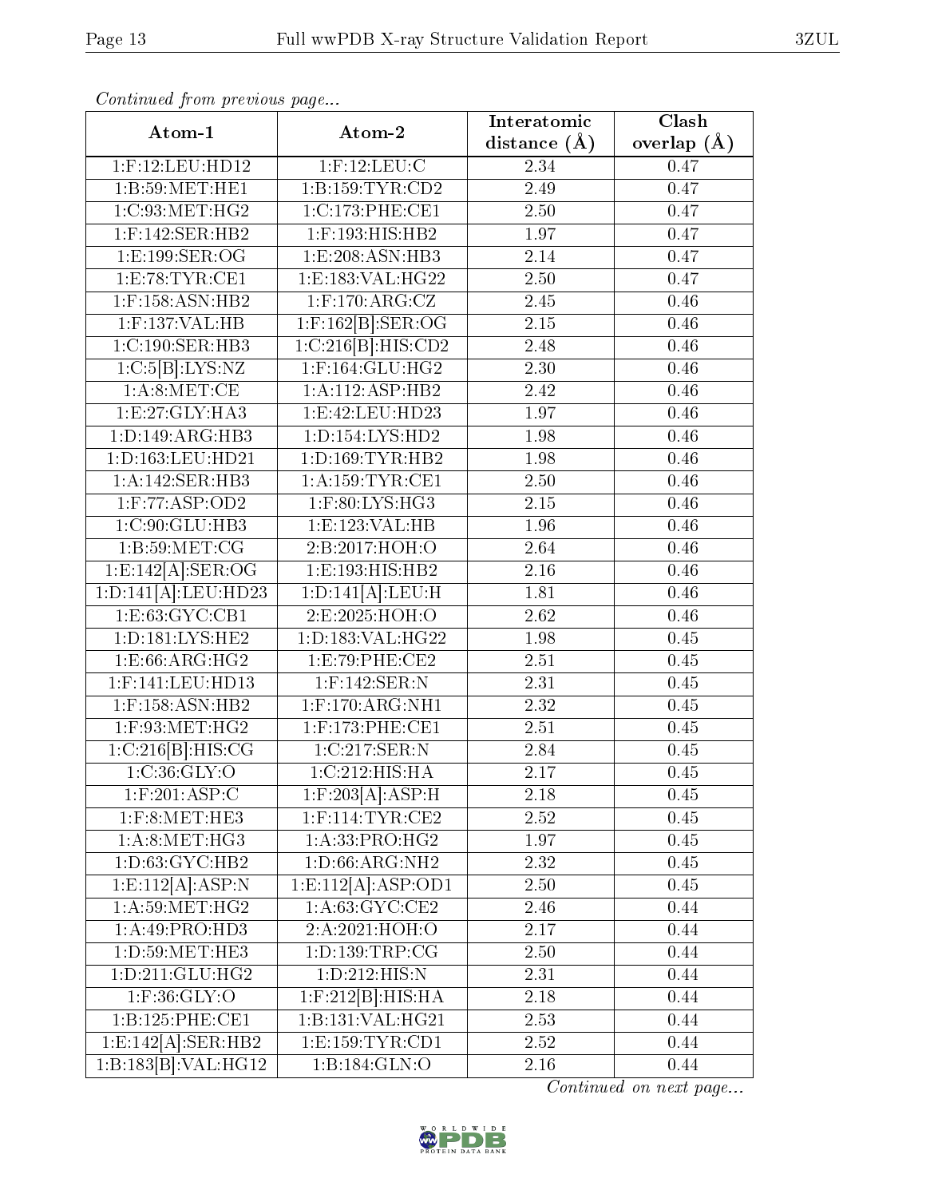*Continued from previous page...*

| Atom-1 | Atom-2 | Interatomic distance (Å) | Clash overlap (Å) |
|---|---|---|---|
| 1:F:12:LEU:HD12 | 1:F:12:LEU:C | 2.34 | 0.47 |
| 1:B:59:MET:HE1 | 1:B:159:TYR:CD2 | 2.49 | 0.47 |
| 1:C:93:MET:HG2 | 1:C:173:PHE:CE1 | 2.50 | 0.47 |
| 1:F:142:SER:HB2 | 1:F:193:HIS:HB2 | 1.97 | 0.47 |
| 1:E:199:SER:OG | 1:E:208:ASN:HB3 | 2.14 | 0.47 |
| 1:E:78:TYR:CE1 | 1:E:183:VAL:HG22 | 2.50 | 0.47 |
| 1:F:158:ASN:HB2 | 1:F:170:ARG:CZ | 2.45 | 0.46 |
| 1:F:137:VAL:HB | 1:F:162[B]:SER:OG | 2.15 | 0.46 |
| 1:C:190:SER:HB3 | 1:C:216[B]:HIS:CD2 | 2.48 | 0.46 |
| 1:C:5[B]:LYS:NZ | 1:F:164:GLU:HG2 | 2.30 | 0.46 |
| 1:A:8:MET:CE | 1:A:112:ASP:HB2 | 2.42 | 0.46 |
| 1:E:27:GLY:HA3 | 1:E:42:LEU:HD23 | 1.97 | 0.46 |
| 1:D:149:ARG:HB3 | 1:D:154:LYS:HD2 | 1.98 | 0.46 |
| 1:D:163:LEU:HD21 | 1:D:169:TYR:HB2 | 1.98 | 0.46 |
| 1:A:142:SER:HB3 | 1:A:159:TYR:CE1 | 2.50 | 0.46 |
| 1:F:77:ASP:OD2 | 1:F:80:LYS:HG3 | 2.15 | 0.46 |
| 1:C:90:GLU:HB3 | 1:E:123:VAL:HB | 1.96 | 0.46 |
| 1:B:59:MET:CG | 2:B:2017:HOH:O | 2.64 | 0.46 |
| 1:E:142[A]:SER:OG | 1:E:193:HIS:HB2 | 2.16 | 0.46 |
| 1:D:141[A]:LEU:HD23 | 1:D:141[A]:LEU:H | 1.81 | 0.46 |
| 1:E:63:GYC:CB1 | 2:E:2025:HOH:O | 2.62 | 0.46 |
| 1:D:181:LYS:HE2 | 1:D:183:VAL:HG22 | 1.98 | 0.45 |
| 1:E:66:ARG:HG2 | 1:E:79:PHE:CE2 | 2.51 | 0.45 |
| 1:F:141:LEU:HD13 | 1:F:142:SER:N | 2.31 | 0.45 |
| 1:F:158:ASN:HB2 | 1:F:170:ARG:NH1 | 2.32 | 0.45 |
| 1:F:93:MET:HG2 | 1:F:173:PHE:CE1 | 2.51 | 0.45 |
| 1:C:216[B]:HIS:CG | 1:C:217:SER:N | 2.84 | 0.45 |
| 1:C:36:GLY:O | 1:C:212:HIS:HA | 2.17 | 0.45 |
| 1:F:201:ASP:C | 1:F:203[A]:ASP:H | 2.18 | 0.45 |
| 1:F:8:MET:HE3 | 1:F:114:TYR:CE2 | 2.52 | 0.45 |
| 1:A:8:MET:HG3 | 1:A:33:PRO:HG2 | 1.97 | 0.45 |
| 1:D:63:GYC:HB2 | 1:D:66:ARG:NH2 | 2.32 | 0.45 |
| 1:E:112[A]:ASP:N | 1:E:112[A]:ASP:OD1 | 2.50 | 0.45 |
| 1:A:59:MET:HG2 | 1:A:63:GYC:CE2 | 2.46 | 0.44 |
| 1:A:49:PRO:HD3 | 2:A:2021:HOH:O | 2.17 | 0.44 |
| 1:D:59:MET:HE3 | 1:D:139:TRP:CG | 2.50 | 0.44 |
| 1:D:211:GLU:HG2 | 1:D:212:HIS:N | 2.31 | 0.44 |
| 1:F:36:GLY:O | 1:F:212[B]:HIS:HA | 2.18 | 0.44 |
| 1:B:125:PHE:CE1 | 1:B:131:VAL:HG21 | 2.53 | 0.44 |
| 1:E:142[A]:SER:HB2 | 1:E:159:TYR:CD1 | 2.52 | 0.44 |
| 1:B:183[B]:VAL:HG12 | 1:B:184:GLN:O | 2.16 | 0.44 |

*Continued on next page...*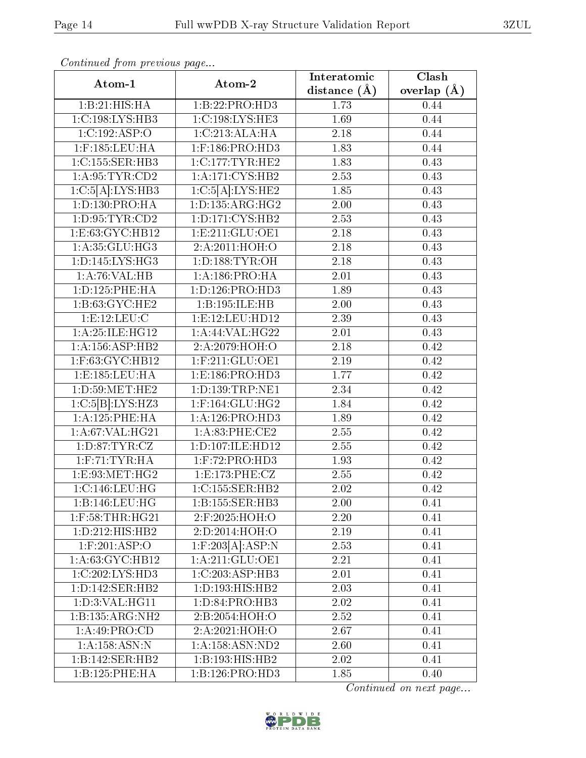*Continued from previous page...*

| Atom-1 | Atom-2 | Interatomic distance (Å) | Clash overlap (Å) |
|---|---|---|---|
| 1:B:21:HIS:HA | 1:B:22:PRO:HD3 | 1.73 | 0.44 |
| 1:C:198:LYS:HB3 | 1:C:198:LYS:HE3 | 1.69 | 0.44 |
| 1:C:192:ASP:O | 1:C:213:ALA:HA | 2.18 | 0.44 |
| 1:F:185:LEU:HA | 1:F:186:PRO:HD3 | 1.83 | 0.44 |
| 1:C:155:SER:HB3 | 1:C:177:TYR:HE2 | 1.83 | 0.43 |
| 1:A:95:TYR:CD2 | 1:A:171:CYS:HB2 | 2.53 | 0.43 |
| 1:C:5[A]:LYS:HB3 | 1:C:5[A]:LYS:HE2 | 1.85 | 0.43 |
| 1:D:130:PRO:HA | 1:D:135:ARG:HG2 | 2.00 | 0.43 |
| 1:D:95:TYR:CD2 | 1:D:171:CYS:HB2 | 2.53 | 0.43 |
| 1:E:63:GYC:HB12 | 1:E:211:GLU:OE1 | 2.18 | 0.43 |
| 1:A:35:GLU:HG3 | 2:A:2011:HOH:O | 2.18 | 0.43 |
| 1:D:145:LYS:HG3 | 1:D:188:TYR:OH | 2.18 | 0.43 |
| 1:A:76:VAL:HB | 1:A:186:PRO:HA | 2.01 | 0.43 |
| 1:D:125:PHE:HA | 1:D:126:PRO:HD3 | 1.89 | 0.43 |
| 1:B:63:GYC:HE2 | 1:B:195:ILE:HB | 2.00 | 0.43 |
| 1:E:12:LEU:C | 1:E:12:LEU:HD12 | 2.39 | 0.43 |
| 1:A:25:ILE:HG12 | 1:A:44:VAL:HG22 | 2.01 | 0.43 |
| 1:A:156:ASP:HB2 | 2:A:2079:HOH:O | 2.18 | 0.42 |
| 1:F:63:GYC:HB12 | 1:F:211:GLU:OE1 | 2.19 | 0.42 |
| 1:E:185:LEU:HA | 1:E:186:PRO:HD3 | 1.77 | 0.42 |
| 1:D:59:MET:HE2 | 1:D:139:TRP:NE1 | 2.34 | 0.42 |
| 1:C:5[B]:LYS:HZ3 | 1:F:164:GLU:HG2 | 1.84 | 0.42 |
| 1:A:125:PHE:HA | 1:A:126:PRO:HD3 | 1.89 | 0.42 |
| 1:A:67:VAL:HG21 | 1:A:83:PHE:CE2 | 2.55 | 0.42 |
| 1:D:87:TYR:CZ | 1:D:107:ILE:HD12 | 2.55 | 0.42 |
| 1:F:71:TYR:HA | 1:F:72:PRO:HD3 | 1.93 | 0.42 |
| 1:E:93:MET:HG2 | 1:E:173:PHE:CZ | 2.55 | 0.42 |
| 1:C:146:LEU:HG | 1:C:155:SER:HB2 | 2.02 | 0.42 |
| 1:B:146:LEU:HG | 1:B:155:SER:HB3 | 2.00 | 0.41 |
| 1:F:58:THR:HG21 | 2:F:2025:HOH:O | 2.20 | 0.41 |
| 1:D:212:HIS:HB2 | 2:D:2014:HOH:O | 2.19 | 0.41 |
| 1:F:201:ASP:O | 1:F:203[A]:ASP:N | 2.53 | 0.41 |
| 1:A:63:GYC:HB12 | 1:A:211:GLU:OE1 | 2.21 | 0.41 |
| 1:C:202:LYS:HD3 | 1:C:203:ASP:HB3 | 2.01 | 0.41 |
| 1:D:142:SER:HB2 | 1:D:193:HIS:HB2 | 2.03 | 0.41 |
| 1:D:3:VAL:HG11 | 1:D:84:PRO:HB3 | 2.02 | 0.41 |
| 1:B:135:ARG:NH2 | 2:B:2054:HOH:O | 2.52 | 0.41 |
| 1:A:49:PRO:CD | 2:A:2021:HOH:O | 2.67 | 0.41 |
| 1:A:158:ASN:N | 1:A:158:ASN:ND2 | 2.60 | 0.41 |
| 1:B:142:SER:HB2 | 1:B:193:HIS:HB2 | 2.02 | 0.41 |
| 1:B:125:PHE:HA | 1:B:126:PRO:HD3 | 1.85 | 0.40 |

*Continued on next page...*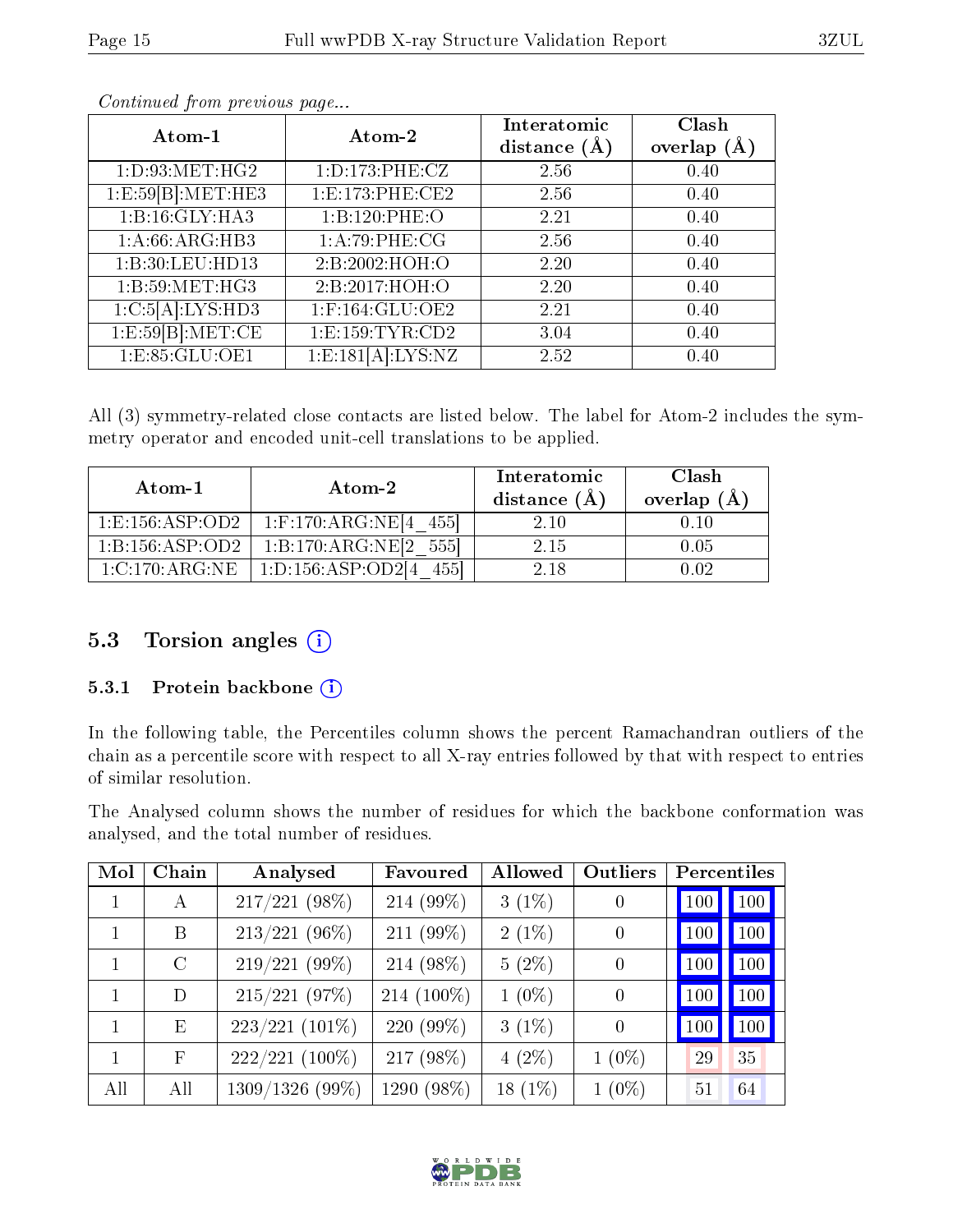*Continued from previous page...*

| Atom-1 | Atom-2 | Interatomic distance (Å) | Clash overlap (Å) |
|---|---|---|---|
| 1:D:93:MET:HG2 | 1:D:173:PHE:CZ | 2.56 | 0.40 |
| 1:E:59[B]:MET:HE3 | 1:E:173:PHE:CE2 | 2.56 | 0.40 |
| 1:B:16:GLY:HA3 | 1:B:120:PHE:O | 2.21 | 0.40 |
| 1:A:66:ARG:HB3 | 1:A:79:PHE:CG | 2.56 | 0.40 |
| 1:B:30:LEU:HD13 | 2:B:2002:HOH:O | 2.20 | 0.40 |
| 1:B:59:MET:HG3 | 2:B:2017:HOH:O | 2.20 | 0.40 |
| 1:C:5[A]:LYS:HD3 | 1:F:164:GLU:OE2 | 2.21 | 0.40 |
| 1:E:59[B]:MET:CE | 1:E:159:TYR:CD2 | 3.04 | 0.40 |
| 1:E:85:GLU:OE1 | 1:E:181[A]:LYS:NZ | 2.52 | 0.40 |

All (3) symmetry-related close contacts are listed below. The label for Atom-2 includes the symmetry operator and encoded unit-cell translations to be applied.

| Atom-1 | Atom-2 | Interatomic distance (Å) | Clash overlap (Å) |
|---|---|---|---|
| 1:E:156:ASP:OD2 | 1:F:170:ARG:NE[4_455] | 2.10 | 0.10 |
| 1:B:156:ASP:OD2 | 1:B:170:ARG:NE[2_555] | 2.15 | 0.05 |
| 1:C:170:ARG:NE | 1:D:156:ASP:OD2[4_455] | 2.18 | 0.02 |

## 5.3 Torsion angles

### 5.3.1 Protein backbone

In the following table, the Percentiles column shows the percent Ramachandran outliers of the chain as a percentile score with respect to all X-ray entries followed by that with respect to entries of similar resolution.

The Analysed column shows the number of residues for which the backbone conformation was analysed, and the total number of residues.

| Mol | Chain | Analysed | Favoured | Allowed | Outliers | Percentiles | |
|---|---|---|---|---|---|---|---|
| 1 | A | 217/221 (98%) | 214 (99%) | 3 (1%) | 0 | 100 | 100 |
| 1 | B | 213/221 (96%) | 211 (99%) | 2 (1%) | 0 | 100 | 100 |
| 1 | C | 219/221 (99%) | 214 (98%) | 5 (2%) | 0 | 100 | 100 |
| 1 | D | 215/221 (97%) | 214 (100%) | 1 (0%) | 0 | 100 | 100 |
| 1 | E | 223/221 (101%) | 220 (99%) | 3 (1%) | 0 | 100 | 100 |
| 1 | F | 222/221 (100%) | 217 (98%) | 4 (2%) | 1 (0%) | 29 | 35 |
| All | All | 1309/1326 (99%) | 1290 (98%) | 18 (1%) | 1 (0%) | 51 | 64 |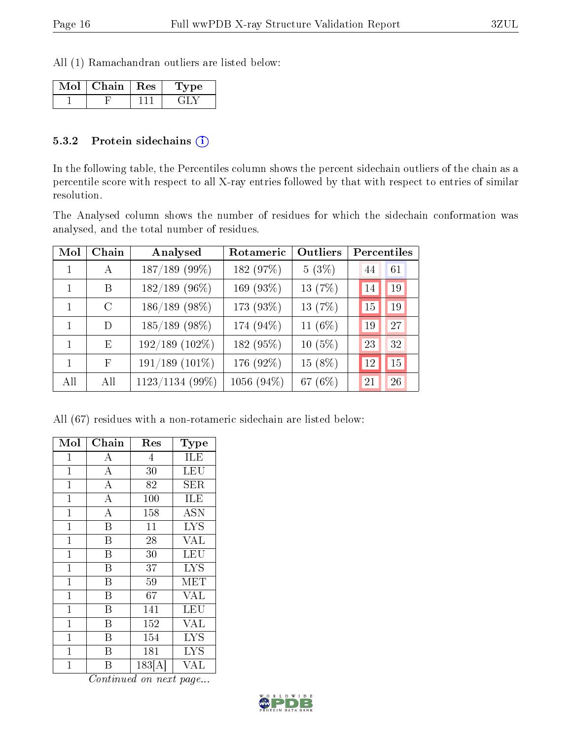All (1) Ramachandran outliers are listed below:

| Mol | Chain | Res | Type |
|---|---|---|---|
| 1 | F | 111 | GLY |

### 5.3.2 Protein sidechains (i)

In the following table, the Percentiles column shows the percent sidechain outliers of the chain as a percentile score with respect to all X-ray entries followed by that with respect to entries of similar resolution.

The Analysed column shows the number of residues for which the sidechain conformation was analysed, and the total number of residues.

| Mol | Chain | Analysed | Rotameric | Outliers | Percentiles | |
|---|---|---|---|---|---|---|
| 1 | A | 187/189 (99%) | 182 (97%) | 5 (3%) | 44 | 61 |
| 1 | B | 182/189 (96%) | 169 (93%) | 13 (7%) | 14 | 19 |
| 1 | C | 186/189 (98%) | 173 (93%) | 13 (7%) | 15 | 19 |
| 1 | D | 185/189 (98%) | 174 (94%) | 11 (6%) | 19 | 27 |
| 1 | E | 192/189 (102%) | 182 (95%) | 10 (5%) | 23 | 32 |
| 1 | F | 191/189 (101%) | 176 (92%) | 15 (8%) | 12 | 15 |
| All | All | 1123/1134 (99%) | 1056 (94%) | 67 (6%) | 21 | 26 |

All (67) residues with a non-rotameric sidechain are listed below:

| Mol | Chain | Res | Type |
|---|---|---|---|
| 1 | A | 4 | ILE |
| 1 | A | 30 | LEU |
| 1 | A | 82 | SER |
| 1 | A | 100 | ILE |
| 1 | A | 158 | ASN |
| 1 | B | 11 | LYS |
| 1 | B | 28 | VAL |
| 1 | B | 30 | LEU |
| 1 | B | 37 | LYS |
| 1 | B | 59 | MET |
| 1 | B | 67 | VAL |
| 1 | B | 141 | LEU |
| 1 | B | 152 | VAL |
| 1 | B | 154 | LYS |
| 1 | B | 181 | LYS |
| 1 | B | 183[A] | VAL |

*Continued on next page...*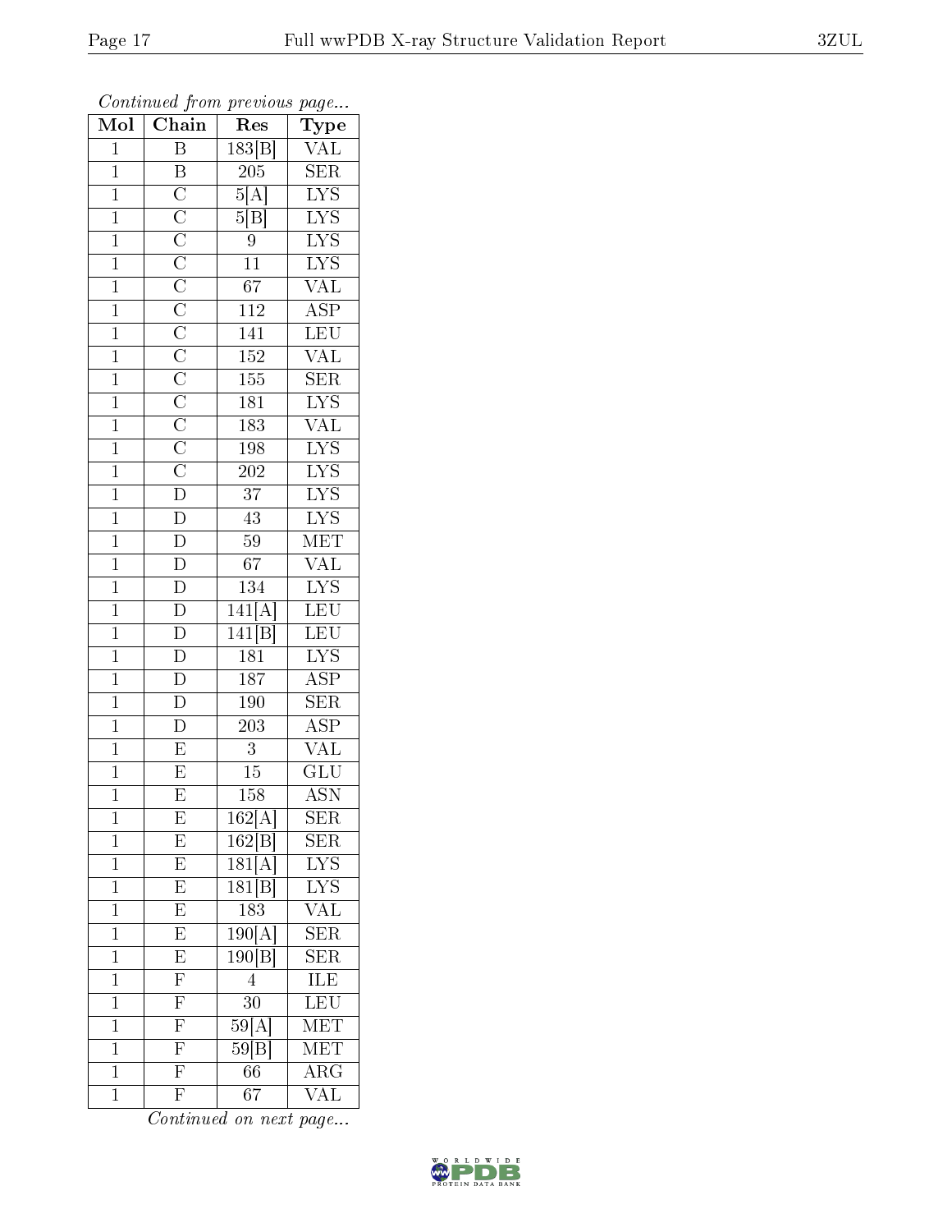*Continued from previous page...*

| Mol | Chain | Res | Type |
| --- | --- | --- | --- |
| 1 | B | 183[B] | VAL |
| 1 | B | 205 | SER |
| 1 | C | 5[A] | LYS |
| 1 | C | 5[B] | LYS |
| 1 | C | 9 | LYS |
| 1 | C | 11 | LYS |
| 1 | C | 67 | VAL |
| 1 | C | 112 | ASP |
| 1 | C | 141 | LEU |
| 1 | C | 152 | VAL |
| 1 | C | 155 | SER |
| 1 | C | 181 | LYS |
| 1 | C | 183 | VAL |
| 1 | C | 198 | LYS |
| 1 | C | 202 | LYS |
| 1 | D | 37 | LYS |
| 1 | D | 43 | LYS |
| 1 | D | 59 | MET |
| 1 | D | 67 | VAL |
| 1 | D | 134 | LYS |
| 1 | D | 141[A] | LEU |
| 1 | D | 141[B] | LEU |
| 1 | D | 181 | LYS |
| 1 | D | 187 | ASP |
| 1 | D | 190 | SER |
| 1 | D | 203 | ASP |
| 1 | E | 3 | VAL |
| 1 | E | 15 | GLU |
| 1 | E | 158 | ASN |
| 1 | E | 162[A] | SER |
| 1 | E | 162[B] | SER |
| 1 | E | 181[A] | LYS |
| 1 | E | 181[B] | LYS |
| 1 | E | 183 | VAL |
| 1 | E | 190[A] | SER |
| 1 | E | 190[B] | SER |
| 1 | F | 4 | ILE |
| 1 | F | 30 | LEU |
| 1 | F | 59[A] | MET |
| 1 | F | 59[B] | MET |
| 1 | F | 66 | ARG |
| 1 | F | 67 | VAL |

*Continued on next page...*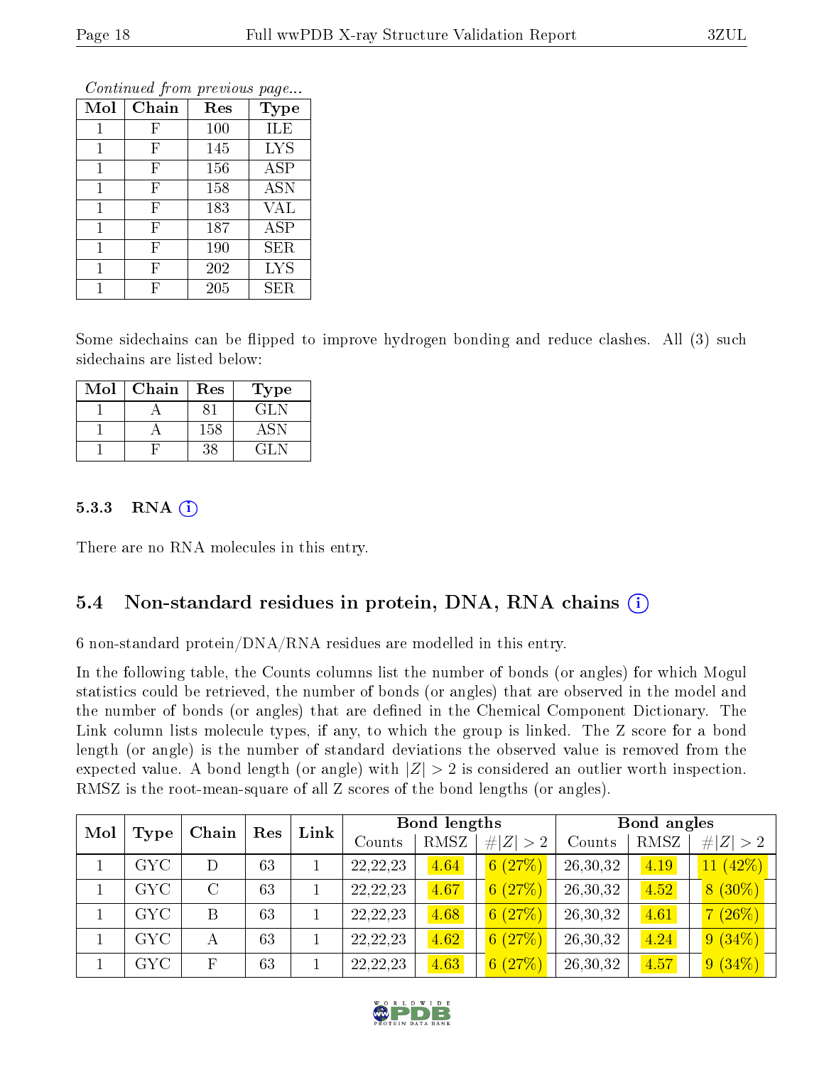*Continued from previous page...*

| Mol | Chain | Res | Type |
|---|---|---|---|
| 1 | F | 100 | ILE |
| 1 | F | 145 | LYS |
| 1 | F | 156 | ASP |
| 1 | F | 158 | ASN |
| 1 | F | 183 | VAL |
| 1 | F | 187 | ASP |
| 1 | F | 190 | SER |
| 1 | F | 202 | LYS |
| 1 | F | 205 | SER |

Some sidechains can be flipped to improve hydrogen bonding and reduce clashes. All (3) such sidechains are listed below:

| Mol | Chain | Res | Type |
|---|---|---|---|
| 1 | A | 81 | GLN |
| 1 | A | 158 | ASN |
| 1 | F | 38 | GLN |

#### 5.3.3 RNA

There are no RNA molecules in this entry.

### 5.4 Non-standard residues in protein, DNA, RNA chains

6 non-standard protein/DNA/RNA residues are modelled in this entry.

In the following table, the Counts columns list the number of bonds (or angles) for which Mogul statistics could be retrieved, the number of bonds (or angles) that are observed in the model and the number of bonds (or angles) that are defined in the Chemical Component Dictionary. The Link column lists molecule types, if any, to which the group is linked. The Z score for a bond length (or angle) is the number of standard deviations the observed value is removed from the expected value. A bond length (or angle) with $|Z| > 2$ is considered an outlier worth inspection. RMSZ is the root-mean-square of all Z scores of the bond lengths (or angles).

| Mol | Type | Chain | Res | Link | Bond lengths | | | Bond angles | | |
|---|---|---|---|---|---|---|---|---|---|---|
| | | | | | Counts | RMSZ | $\#\|Z\| > 2$ | Counts | RMSZ | $\#\|Z\| > 2$ |
| 1 | GYC | D | 63 | 1 | 22,22,23 | 4.64 | 6 (27%) | 26,30,32 | 4.19 | 11 (42%) |
| 1 | GYC | C | 63 | 1 | 22,22,23 | 4.67 | 6 (27%) | 26,30,32 | 4.52 | 8 (30%) |
| 1 | GYC | B | 63 | 1 | 22,22,23 | 4.68 | 6 (27%) | 26,30,32 | 4.61 | 7 (26%) |
| 1 | GYC | A | 63 | 1 | 22,22,23 | 4.62 | 6 (27%) | 26,30,32 | 4.24 | 9 (34%) |
| 1 | GYC | F | 63 | 1 | 22,22,23 | 4.63 | 6 (27%) | 26,30,32 | 4.57 | 9 (34%) |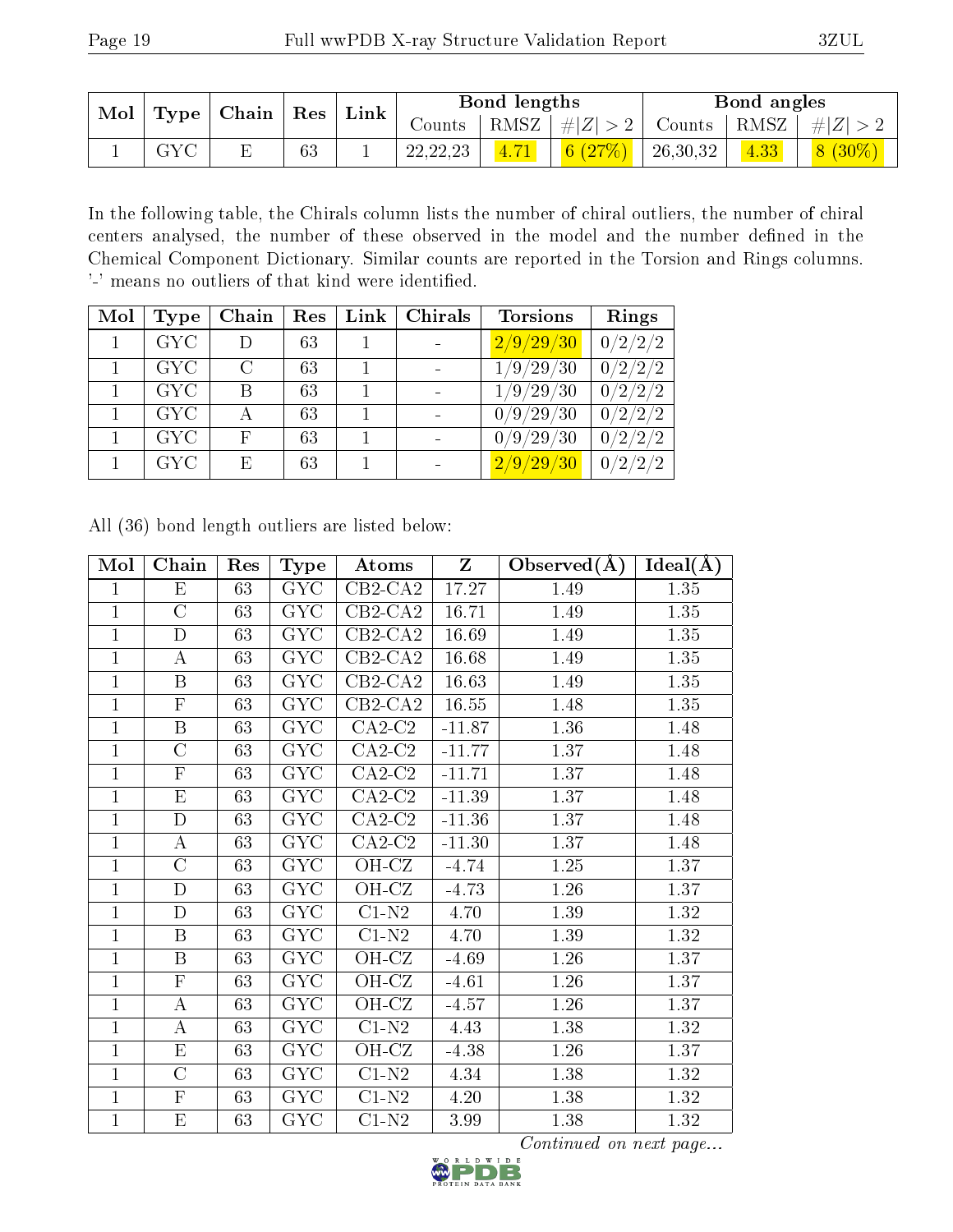| Mol | Type | Chain | Res | Link | Bond lengths | | | Bond angles | | |
|---|---|---|---|---|---|---|---|---|---|---|
| | | | | | Counts | RMSZ | #\|Z\| > 2 | Counts | RMSZ | #\|Z\| > 2 |
| 1 | GYC | E | 63 | 1 | 22,22,23 | 4.71 | 6 (27%) | 26,30,32 | 4.33 | 8 (30%) |

In the following table, the Chirals column lists the number of chiral outliers, the number of chiral centers analysed, the number of these observed in the model and the number defined in the Chemical Component Dictionary. Similar counts are reported in the Torsion and Rings columns. '-' means no outliers of that kind were identified.

| Mol | Type | Chain | Res | Link | Chirals | Torsions | Rings |
|---|---|---|---|---|---|---|---|
| 1 | GYC | D | 63 | 1 | - | 2/9/29/30 | 0/2/2/2 |
| 1 | GYC | C | 63 | 1 | - | 1/9/29/30 | 0/2/2/2 |
| 1 | GYC | B | 63 | 1 | - | 1/9/29/30 | 0/2/2/2 |
| 1 | GYC | A | 63 | 1 | - | 0/9/29/30 | 0/2/2/2 |
| 1 | GYC | F | 63 | 1 | - | 0/9/29/30 | 0/2/2/2 |
| 1 | GYC | E | 63 | 1 | - | 2/9/29/30 | 0/2/2/2 |

All (36) bond length outliers are listed below:

| Mol | Chain | Res | Type | Atoms | Z | Observed(Å) | Ideal(Å) |
|---|---|---|---|---|---|---|---|
| 1 | E | 63 | GYC | CB2-CA2 | 17.27 | 1.49 | 1.35 |
| 1 | C | 63 | GYC | CB2-CA2 | 16.71 | 1.49 | 1.35 |
| 1 | D | 63 | GYC | CB2-CA2 | 16.69 | 1.49 | 1.35 |
| 1 | A | 63 | GYC | CB2-CA2 | 16.68 | 1.49 | 1.35 |
| 1 | B | 63 | GYC | CB2-CA2 | 16.63 | 1.49 | 1.35 |
| 1 | F | 63 | GYC | CB2-CA2 | 16.55 | 1.48 | 1.35 |
| 1 | B | 63 | GYC | CA2-C2 | -11.87 | 1.36 | 1.48 |
| 1 | C | 63 | GYC | CA2-C2 | -11.77 | 1.37 | 1.48 |
| 1 | F | 63 | GYC | CA2-C2 | -11.71 | 1.37 | 1.48 |
| 1 | E | 63 | GYC | CA2-C2 | -11.39 | 1.37 | 1.48 |
| 1 | D | 63 | GYC | CA2-C2 | -11.36 | 1.37 | 1.48 |
| 1 | A | 63 | GYC | CA2-C2 | -11.30 | 1.37 | 1.48 |
| 1 | C | 63 | GYC | OH-CZ | -4.74 | 1.25 | 1.37 |
| 1 | D | 63 | GYC | OH-CZ | -4.73 | 1.26 | 1.37 |
| 1 | D | 63 | GYC | C1-N2 | 4.70 | 1.39 | 1.32 |
| 1 | B | 63 | GYC | C1-N2 | 4.70 | 1.39 | 1.32 |
| 1 | B | 63 | GYC | OH-CZ | -4.69 | 1.26 | 1.37 |
| 1 | F | 63 | GYC | OH-CZ | -4.61 | 1.26 | 1.37 |
| 1 | A | 63 | GYC | OH-CZ | -4.57 | 1.26 | 1.37 |
| 1 | A | 63 | GYC | C1-N2 | 4.43 | 1.38 | 1.32 |
| 1 | E | 63 | GYC | OH-CZ | -4.38 | 1.26 | 1.37 |
| 1 | C | 63 | GYC | C1-N2 | 4.34 | 1.38 | 1.32 |
| 1 | F | 63 | GYC | C1-N2 | 4.20 | 1.38 | 1.32 |
| 1 | E | 63 | GYC | C1-N2 | 3.99 | 1.38 | 1.32 |

*Continued on next page...*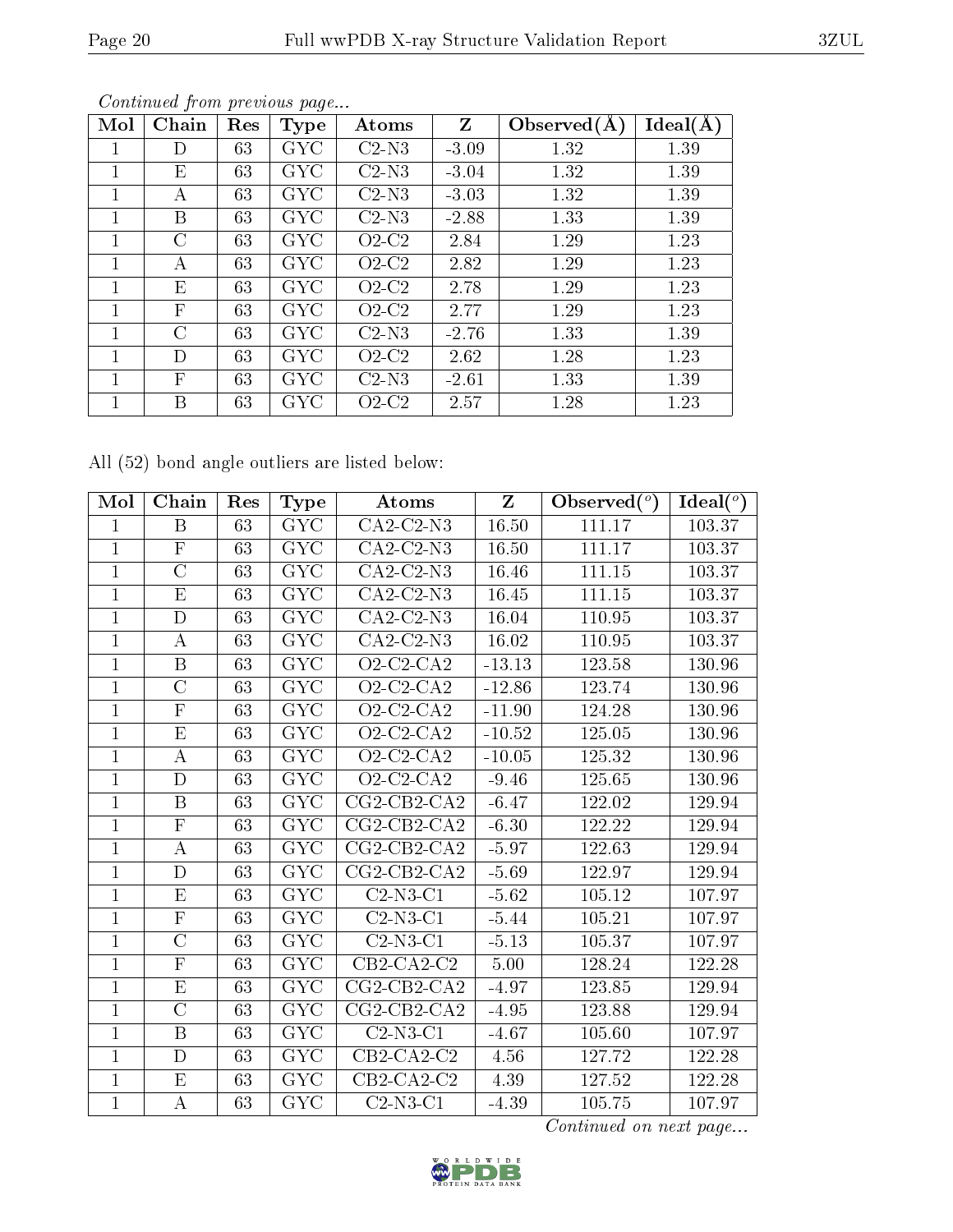*Continued from previous page...*

| Mol | Chain | Res | Type | Atoms | Z | Observed(Å) | Ideal(Å) |
|---|---|---|---|---|---|---|---|
| 1 | D | 63 | GYC | C2-N3 | -3.09 | 1.32 | 1.39 |
| 1 | E | 63 | GYC | C2-N3 | -3.04 | 1.32 | 1.39 |
| 1 | A | 63 | GYC | C2-N3 | -3.03 | 1.32 | 1.39 |
| 1 | B | 63 | GYC | C2-N3 | -2.88 | 1.33 | 1.39 |
| 1 | C | 63 | GYC | O2-C2 | 2.84 | 1.29 | 1.23 |
| 1 | A | 63 | GYC | O2-C2 | 2.82 | 1.29 | 1.23 |
| 1 | E | 63 | GYC | O2-C2 | 2.78 | 1.29 | 1.23 |
| 1 | F | 63 | GYC | O2-C2 | 2.77 | 1.29 | 1.23 |
| 1 | C | 63 | GYC | C2-N3 | -2.76 | 1.33 | 1.39 |
| 1 | D | 63 | GYC | O2-C2 | 2.62 | 1.28 | 1.23 |
| 1 | F | 63 | GYC | C2-N3 | -2.61 | 1.33 | 1.39 |
| 1 | B | 63 | GYC | O2-C2 | 2.57 | 1.28 | 1.23 |

All (52) bond angle outliers are listed below:

| Mol | Chain | Res | Type | Atoms | Z | Observed(°) | Ideal(°) |
|---|---|---|---|---|---|---|---|
| 1 | B | 63 | GYC | CA2-C2-N3 | 16.50 | 111.17 | 103.37 |
| 1 | F | 63 | GYC | CA2-C2-N3 | 16.50 | 111.17 | 103.37 |
| 1 | C | 63 | GYC | CA2-C2-N3 | 16.46 | 111.15 | 103.37 |
| 1 | E | 63 | GYC | CA2-C2-N3 | 16.45 | 111.15 | 103.37 |
| 1 | D | 63 | GYC | CA2-C2-N3 | 16.04 | 110.95 | 103.37 |
| 1 | A | 63 | GYC | CA2-C2-N3 | 16.02 | 110.95 | 103.37 |
| 1 | B | 63 | GYC | O2-C2-CA2 | -13.13 | 123.58 | 130.96 |
| 1 | C | 63 | GYC | O2-C2-CA2 | -12.86 | 123.74 | 130.96 |
| 1 | F | 63 | GYC | O2-C2-CA2 | -11.90 | 124.28 | 130.96 |
| 1 | E | 63 | GYC | O2-C2-CA2 | -10.52 | 125.05 | 130.96 |
| 1 | A | 63 | GYC | O2-C2-CA2 | -10.05 | 125.32 | 130.96 |
| 1 | D | 63 | GYC | O2-C2-CA2 | -9.46 | 125.65 | 130.96 |
| 1 | B | 63 | GYC | CG2-CB2-CA2 | -6.47 | 122.02 | 129.94 |
| 1 | F | 63 | GYC | CG2-CB2-CA2 | -6.30 | 122.22 | 129.94 |
| 1 | A | 63 | GYC | CG2-CB2-CA2 | -5.97 | 122.63 | 129.94 |
| 1 | D | 63 | GYC | CG2-CB2-CA2 | -5.69 | 122.97 | 129.94 |
| 1 | E | 63 | GYC | C2-N3-C1 | -5.62 | 105.12 | 107.97 |
| 1 | F | 63 | GYC | C2-N3-C1 | -5.44 | 105.21 | 107.97 |
| 1 | C | 63 | GYC | C2-N3-C1 | -5.13 | 105.37 | 107.97 |
| 1 | F | 63 | GYC | CB2-CA2-C2 | 5.00 | 128.24 | 122.28 |
| 1 | E | 63 | GYC | CG2-CB2-CA2 | -4.97 | 123.85 | 129.94 |
| 1 | C | 63 | GYC | CG2-CB2-CA2 | -4.95 | 123.88 | 129.94 |
| 1 | B | 63 | GYC | C2-N3-C1 | -4.67 | 105.60 | 107.97 |
| 1 | D | 63 | GYC | CB2-CA2-C2 | 4.56 | 127.72 | 122.28 |
| 1 | E | 63 | GYC | CB2-CA2-C2 | 4.39 | 127.52 | 122.28 |
| 1 | A | 63 | GYC | C2-N3-C1 | -4.39 | 105.75 | 107.97 |

*Continued on next page...*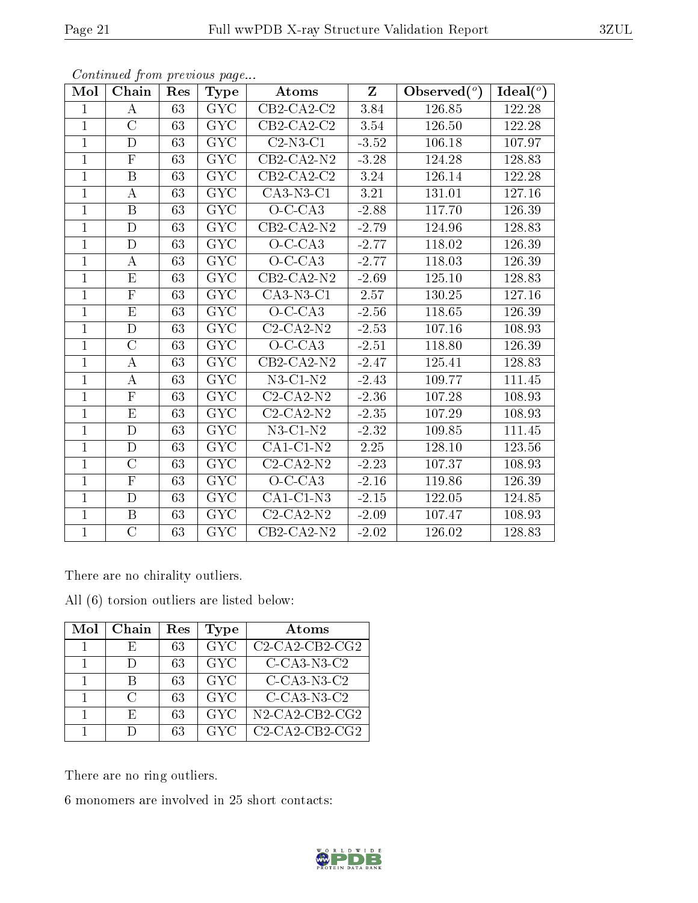*Continued from previous page...*

| Mol | Chain | Res | Type | Atoms | Z | Observed(°) | Ideal(°) |
|---|---|---|---|---|---|---|---|
| 1 | A | 63 | GYC | CB2-CA2-C2 | 3.84 | 126.85 | 122.28 |
| 1 | C | 63 | GYC | CB2-CA2-C2 | 3.54 | 126.50 | 122.28 |
| 1 | D | 63 | GYC | C2-N3-C1 | -3.52 | 106.18 | 107.97 |
| 1 | F | 63 | GYC | CB2-CA2-N2 | -3.28 | 124.28 | 128.83 |
| 1 | B | 63 | GYC | CB2-CA2-C2 | 3.24 | 126.14 | 122.28 |
| 1 | A | 63 | GYC | CA3-N3-C1 | 3.21 | 131.01 | 127.16 |
| 1 | B | 63 | GYC | O-C-CA3 | -2.88 | 117.70 | 126.39 |
| 1 | D | 63 | GYC | CB2-CA2-N2 | -2.79 | 124.96 | 128.83 |
| 1 | D | 63 | GYC | O-C-CA3 | -2.77 | 118.02 | 126.39 |
| 1 | A | 63 | GYC | O-C-CA3 | -2.77 | 118.03 | 126.39 |
| 1 | E | 63 | GYC | CB2-CA2-N2 | -2.69 | 125.10 | 128.83 |
| 1 | F | 63 | GYC | CA3-N3-C1 | 2.57 | 130.25 | 127.16 |
| 1 | E | 63 | GYC | O-C-CA3 | -2.56 | 118.65 | 126.39 |
| 1 | D | 63 | GYC | C2-CA2-N2 | -2.53 | 107.16 | 108.93 |
| 1 | C | 63 | GYC | O-C-CA3 | -2.51 | 118.80 | 126.39 |
| 1 | A | 63 | GYC | CB2-CA2-N2 | -2.47 | 125.41 | 128.83 |
| 1 | A | 63 | GYC | N3-C1-N2 | -2.43 | 109.77 | 111.45 |
| 1 | F | 63 | GYC | C2-CA2-N2 | -2.36 | 107.28 | 108.93 |
| 1 | E | 63 | GYC | C2-CA2-N2 | -2.35 | 107.29 | 108.93 |
| 1 | D | 63 | GYC | N3-C1-N2 | -2.32 | 109.85 | 111.45 |
| 1 | D | 63 | GYC | CA1-C1-N2 | 2.25 | 128.10 | 123.56 |
| 1 | C | 63 | GYC | C2-CA2-N2 | -2.23 | 107.37 | 108.93 |
| 1 | F | 63 | GYC | O-C-CA3 | -2.16 | 119.86 | 126.39 |
| 1 | D | 63 | GYC | CA1-C1-N3 | -2.15 | 122.05 | 124.85 |
| 1 | B | 63 | GYC | C2-CA2-N2 | -2.09 | 107.47 | 108.93 |
| 1 | C | 63 | GYC | CB2-CA2-N2 | -2.02 | 126.02 | 128.83 |

There are no chirality outliers.

All (6) torsion outliers are listed below:

| Mol | Chain | Res | Type | Atoms |
|---|---|---|---|---|
| 1 | E | 63 | GYC | C2-CA2-CB2-CG2 |
| 1 | D | 63 | GYC | C-CA3-N3-C2 |
| 1 | B | 63 | GYC | C-CA3-N3-C2 |
| 1 | C | 63 | GYC | C-CA3-N3-C2 |
| 1 | E | 63 | GYC | N2-CA2-CB2-CG2 |
| 1 | D | 63 | GYC | C2-CA2-CB2-CG2 |

There are no ring outliers.

6 monomers are involved in 25 short contacts: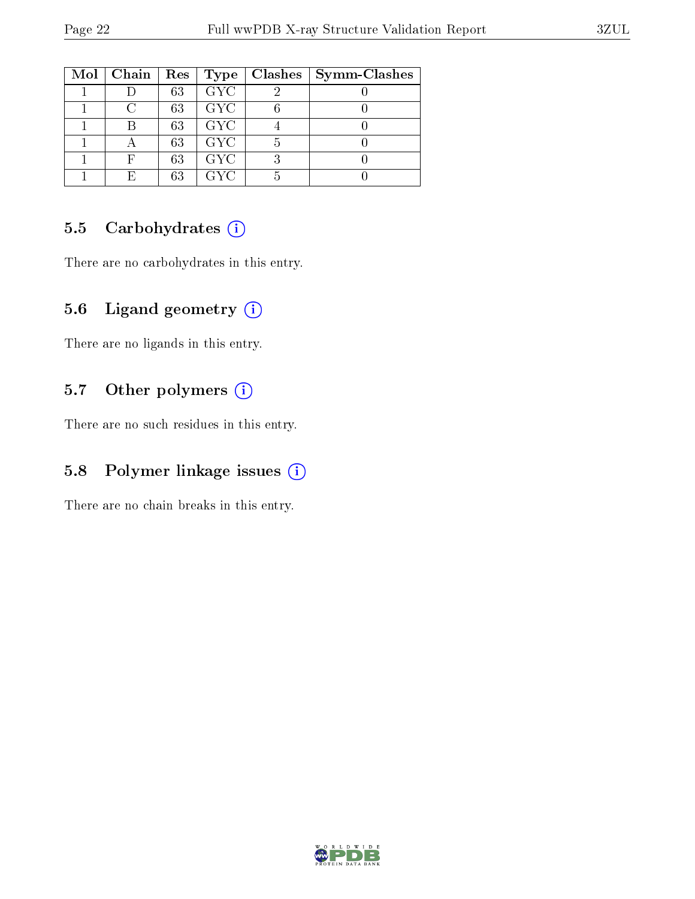| Mol | Chain | Res | Type | Clashes | Symm-Clashes |
|---|---|---|---|---|---|
| 1 | D | 63 | GYC | 2 | 0 |
| 1 | C | 63 | GYC | 6 | 0 |
| 1 | B | 63 | GYC | 4 | 0 |
| 1 | A | 63 | GYC | 5 | 0 |
| 1 | F | 63 | GYC | 3 | 0 |
| 1 | E | 63 | GYC | 5 | 0 |

### 5.5 Carbohydrates (i)

There are no carbohydrates in this entry.

### 5.6 Ligand geometry (i)

There are no ligands in this entry.

### 5.7 Other polymers (i)

There are no such residues in this entry.

### 5.8 Polymer linkage issues (i)

There are no chain breaks in this entry.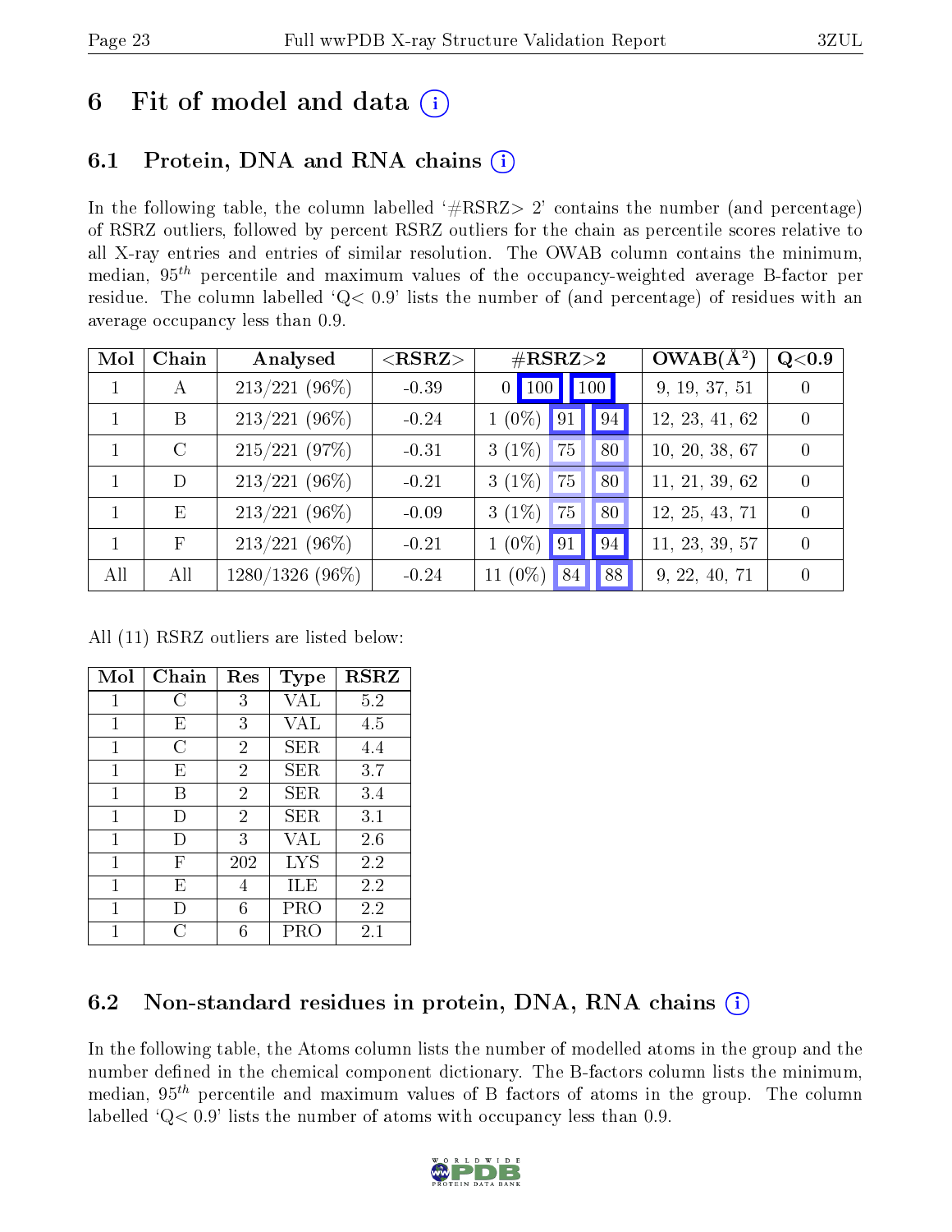# 6 Fit of model and data (i)

## 6.1 Protein, DNA and RNA chains (i)

In the following table, the column labelled '#RSRZ> 2' contains the number (and percentage) of RSRZ outliers, followed by percent RSRZ outliers for the chain as percentile scores relative to all X-ray entries and entries of similar resolution. The OWAB column contains the minimum, median, $95^{th}$ percentile and maximum values of the occupancy-weighted average B-factor per residue. The column labelled 'Q< 0.9' lists the number of (and percentage) of residues with an average occupancy less than 0.9.

| Mol | Chain | Analysed | <RSRZ> | #RSRZ>2 | | | OWAB(Å$^2$) | Q<0.9 |
|---|---|---|---|---|---|---|---|---|
| 1 | A | 213/221 (96%) | -0.39 | 0 | 100 | 100 | 9, 19, 37, 51 | 0 |
| 1 | B | 213/221 (96%) | -0.24 | 1 (0%) | 91 | 94 | 12, 23, 41, 62 | 0 |
| 1 | C | 215/221 (97%) | -0.31 | 3 (1%) | 75 | 80 | 10, 20, 38, 67 | 0 |
| 1 | D | 213/221 (96%) | -0.21 | 3 (1%) | 75 | 80 | 11, 21, 39, 62 | 0 |
| 1 | E | 213/221 (96%) | -0.09 | 3 (1%) | 75 | 80 | 12, 25, 43, 71 | 0 |
| 1 | F | 213/221 (96%) | -0.21 | 1 (0%) | 91 | 94 | 11, 23, 39, 57 | 0 |
| All | All | 1280/1326 (96%) | -0.24 | 11 (0%) | 84 | 88 | 9, 22, 40, 71 | 0 |

All (11) RSRZ outliers are listed below:

| Mol | Chain | Res | Type | RSRZ |
|---|---|---|---|---|
| 1 | C | 3 | VAL | 5.2 |
| 1 | E | 3 | VAL | 4.5 |
| 1 | C | 2 | SER | 4.4 |
| 1 | E | 2 | SER | 3.7 |
| 1 | B | 2 | SER | 3.4 |
| 1 | D | 2 | SER | 3.1 |
| 1 | D | 3 | VAL | 2.6 |
| 1 | F | 202 | LYS | 2.2 |
| 1 | E | 4 | ILE | 2.2 |
| 1 | D | 6 | PRO | 2.2 |
| 1 | C | 6 | PRO | 2.1 |

## 6.2 Non-standard residues in protein, DNA, RNA chains (i)

In the following table, the Atoms column lists the number of modelled atoms in the group and the number defined in the chemical component dictionary. The B-factors column lists the minimum, median, $95^{th}$ percentile and maximum values of B factors of atoms in the group. The column labelled 'Q< 0.9' lists the number of atoms with occupancy less than 0.9.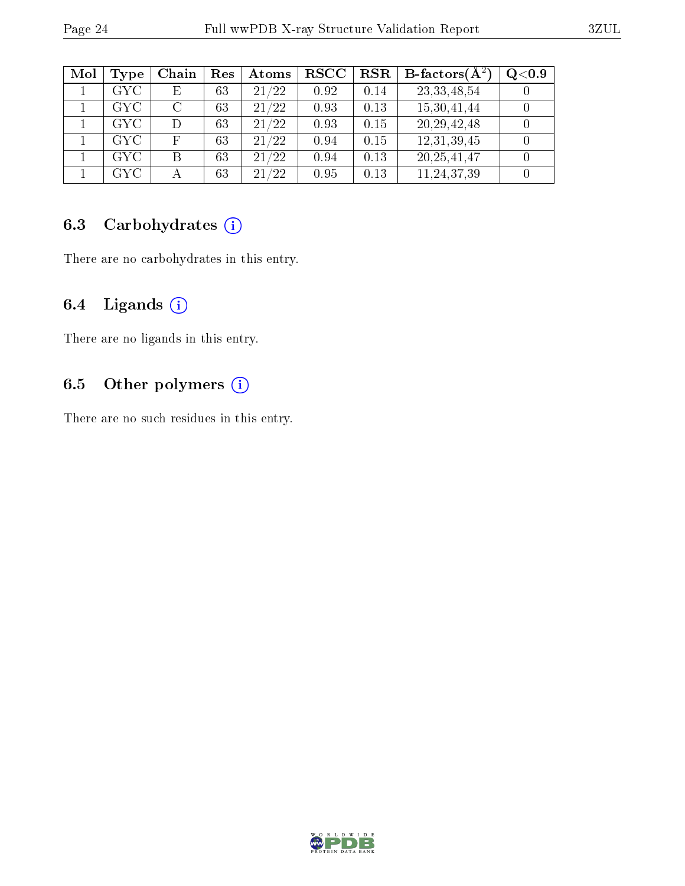| Mol | Type | Chain | Res | Atoms | RSCC | RSR | B-factors($Å^2$) | Q<0.9 |
|---|---|---|---|---|---|---|---|---|
| 1 | GYC | E | 63 | 21/22 | 0.92 | 0.14 | 23,33,48,54 | 0 |
| 1 | GYC | C | 63 | 21/22 | 0.93 | 0.13 | 15,30,41,44 | 0 |
| 1 | GYC | D | 63 | 21/22 | 0.93 | 0.15 | 20,29,42,48 | 0 |
| 1 | GYC | F | 63 | 21/22 | 0.94 | 0.15 | 12,31,39,45 | 0 |
| 1 | GYC | B | 63 | 21/22 | 0.94 | 0.13 | 20,25,41,47 | 0 |
| 1 | GYC | A | 63 | 21/22 | 0.95 | 0.13 | 11,24,37,39 | 0 |

### 6.3 Carbohydrates

There are no carbohydrates in this entry.

### 6.4 Ligands

There are no ligands in this entry.

### 6.5 Other polymers

There are no such residues in this entry.